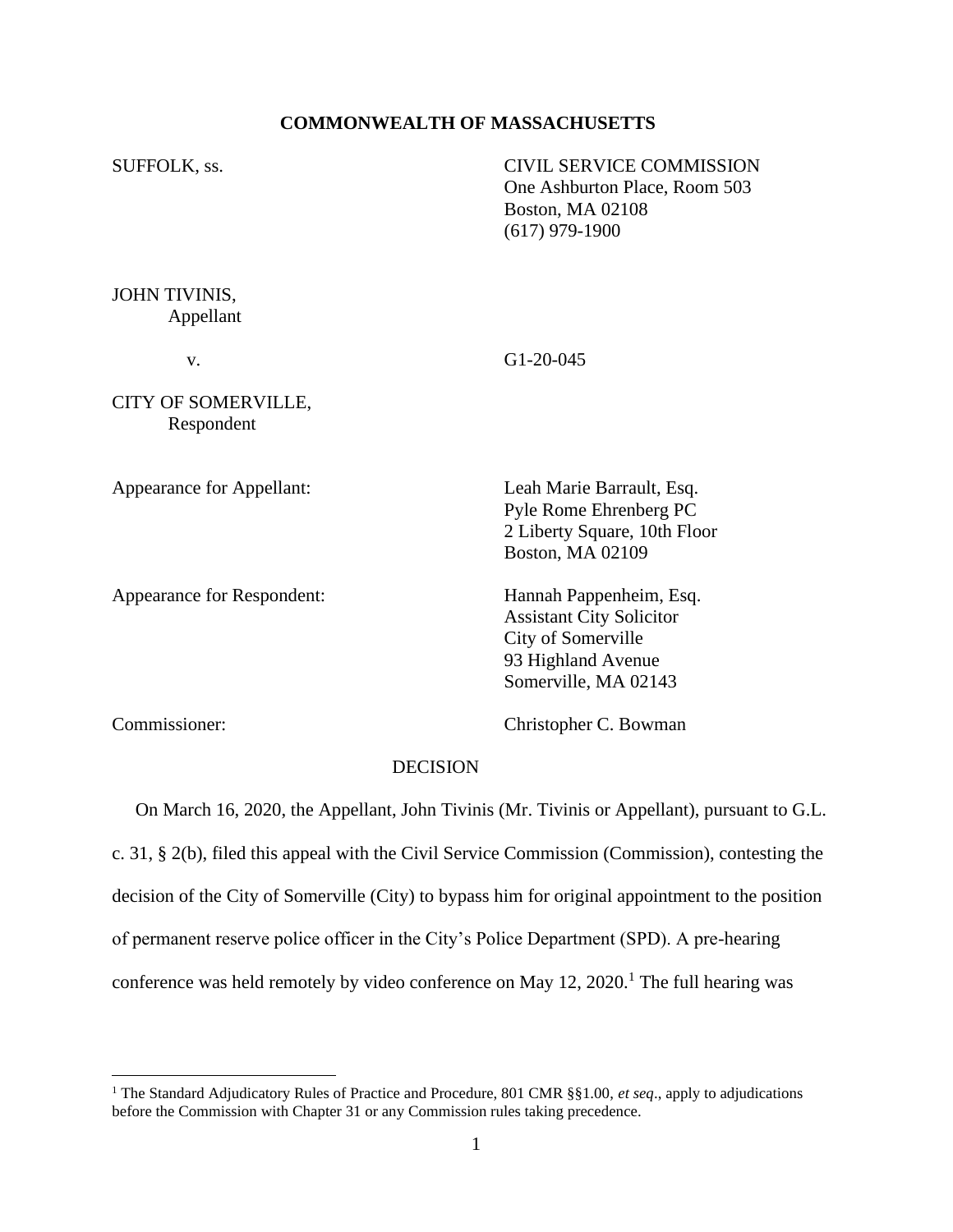**COMMONWEALTH OF MASSACHUSETTS**

SUFFOLK, ss.

CIVIL SERVICE COMMISSION
One Ashburton Place, Room 503
Boston, MA 02108
(617) 979-1900

JOHN TIVINIS,
Appellant

v.

G1-20-045

CITY OF SOMERVILLE,
Respondent

Appearance for Appellant:

Leah Marie Barrault, Esq.
Pyle Rome Ehrenberg PC
2 Liberty Square, 10th Floor
Boston, MA 02109

Appearance for Respondent:

Hannah Pappenheim, Esq.
Assistant City Solicitor
City of Somerville
93 Highland Avenue
Somerville, MA 02143

Commissioner:

Christopher C. Bowman

DECISION

On March 16, 2020, the Appellant, John Tivinis (Mr. Tivinis or Appellant), pursuant to G.L. c. 31, § 2(b), filed this appeal with the Civil Service Commission (Commission), contesting the decision of the City of Somerville (City) to bypass him for original appointment to the position of permanent reserve police officer in the City's Police Department (SPD). A pre-hearing conference was held remotely by video conference on May 12, 2020.[1] The full hearing was

[1] The Standard Adjudicatory Rules of Practice and Procedure, 801 CMR §§1.00, *et seq*., apply to adjudications before the Commission with Chapter 31 or any Commission rules taking precedence.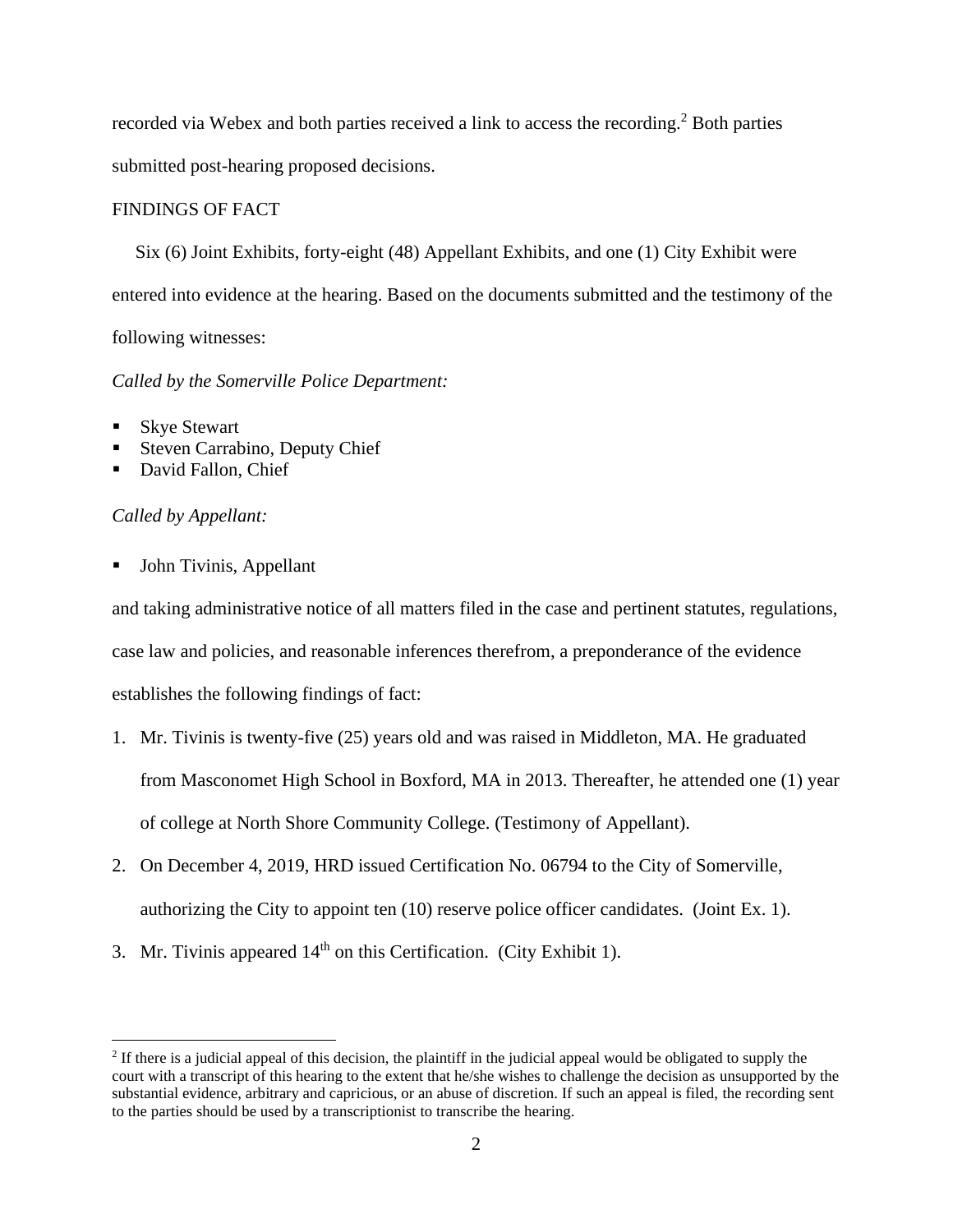recorded via Webex and both parties received a link to access the recording.[2] Both parties submitted post-hearing proposed decisions.

FINDINGS OF FACT

Six (6) Joint Exhibits, forty-eight (48) Appellant Exhibits, and one (1) City Exhibit were entered into evidence at the hearing. Based on the documents submitted and the testimony of the following witnesses:

*Called by the Somerville Police Department:*

- Skye Stewart
- Steven Carrabino, Deputy Chief
- David Fallon, Chief

*Called by Appellant:*

- John Tivinis, Appellant

and taking administrative notice of all matters filed in the case and pertinent statutes, regulations, case law and policies, and reasonable inferences therefrom, a preponderance of the evidence establishes the following findings of fact:

1. Mr. Tivinis is twenty-five (25) years old and was raised in Middleton, MA. He graduated from Masconomet High School in Boxford, MA in 2013. Thereafter, he attended one (1) year of college at North Shore Community College. (Testimony of Appellant).
2. On December 4, 2019, HRD issued Certification No. 06794 to the City of Somerville, authorizing the City to appoint ten (10) reserve police officer candidates. (Joint Ex. 1).
3. Mr. Tivinis appeared 14th on this Certification. (City Exhibit 1).

[2] If there is a judicial appeal of this decision, the plaintiff in the judicial appeal would be obligated to supply the court with a transcript of this hearing to the extent that he/she wishes to challenge the decision as unsupported by the substantial evidence, arbitrary and capricious, or an abuse of discretion. If such an appeal is filed, the recording sent to the parties should be used by a transcriptionist to transcribe the hearing.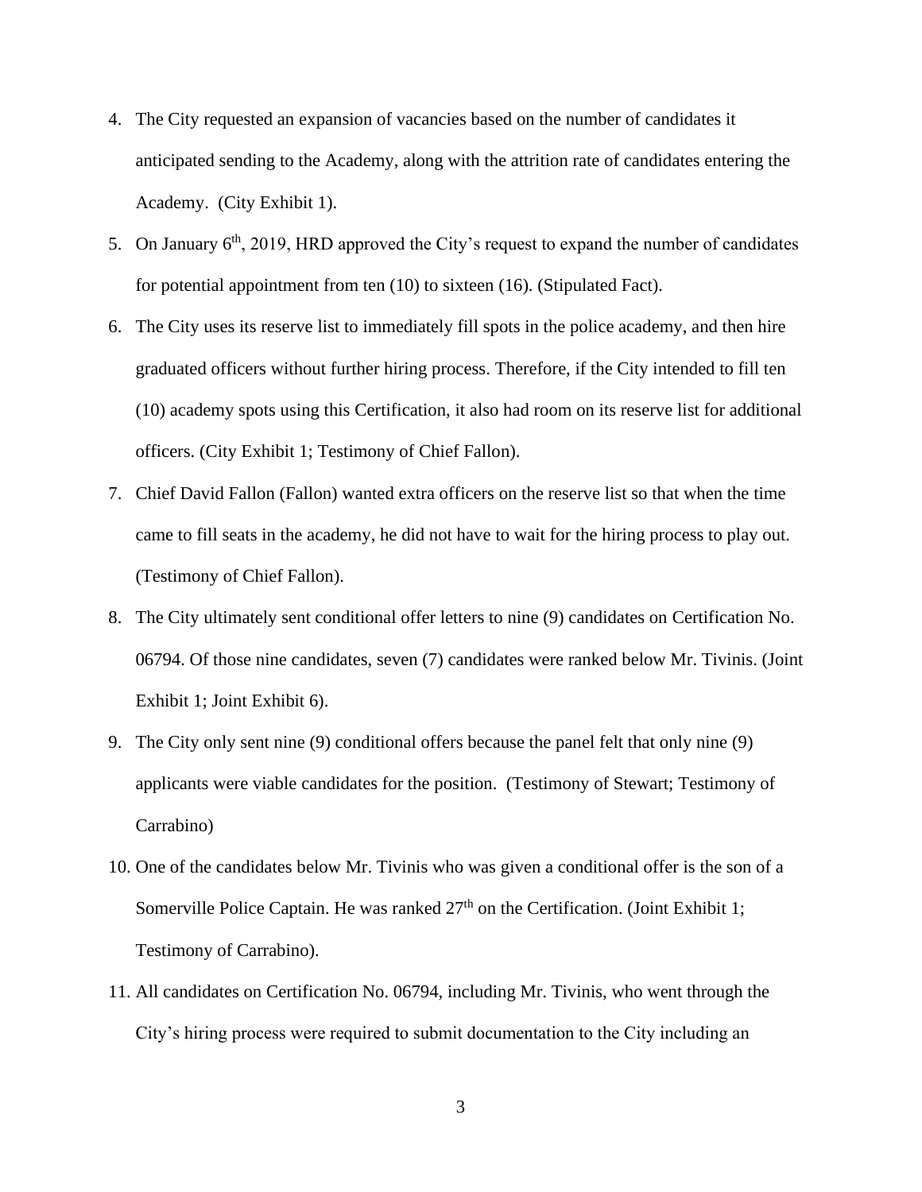4. The City requested an expansion of vacancies based on the number of candidates it anticipated sending to the Academy, along with the attrition rate of candidates entering the Academy. (City Exhibit 1).
5. On January 6th, 2019, HRD approved the City's request to expand the number of candidates for potential appointment from ten (10) to sixteen (16). (Stipulated Fact).
6. The City uses its reserve list to immediately fill spots in the police academy, and then hire graduated officers without further hiring process. Therefore, if the City intended to fill ten (10) academy spots using this Certification, it also had room on its reserve list for additional officers. (City Exhibit 1; Testimony of Chief Fallon).
7. Chief David Fallon (Fallon) wanted extra officers on the reserve list so that when the time came to fill seats in the academy, he did not have to wait for the hiring process to play out. (Testimony of Chief Fallon).
8. The City ultimately sent conditional offer letters to nine (9) candidates on Certification No. 06794. Of those nine candidates, seven (7) candidates were ranked below Mr. Tivinis. (Joint Exhibit 1; Joint Exhibit 6).
9. The City only sent nine (9) conditional offers because the panel felt that only nine (9) applicants were viable candidates for the position. (Testimony of Stewart; Testimony of Carrabino)
10. One of the candidates below Mr. Tivinis who was given a conditional offer is the son of a Somerville Police Captain. He was ranked 27th on the Certification. (Joint Exhibit 1; Testimony of Carrabino).
11. All candidates on Certification No. 06794, including Mr. Tivinis, who went through the City's hiring process were required to submit documentation to the City including an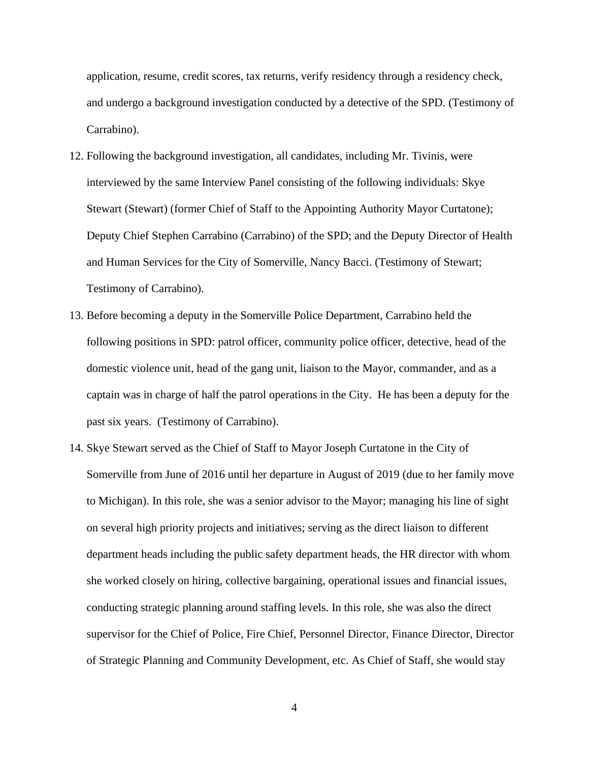application, resume, credit scores, tax returns, verify residency through a residency check, and undergo a background investigation conducted by a detective of the SPD. (Testimony of Carrabino).

12. Following the background investigation, all candidates, including Mr. Tivinis, were interviewed by the same Interview Panel consisting of the following individuals: Skye Stewart (Stewart) (former Chief of Staff to the Appointing Authority Mayor Curtatone); Deputy Chief Stephen Carrabino (Carrabino) of the SPD; and the Deputy Director of Health and Human Services for the City of Somerville, Nancy Bacci. (Testimony of Stewart; Testimony of Carrabino).
13. Before becoming a deputy in the Somerville Police Department, Carrabino held the following positions in SPD: patrol officer, community police officer, detective, head of the domestic violence unit, head of the gang unit, liaison to the Mayor, commander, and as a captain was in charge of half the patrol operations in the City. He has been a deputy for the past six years. (Testimony of Carrabino).
14. Skye Stewart served as the Chief of Staff to Mayor Joseph Curtatone in the City of Somerville from June of 2016 until her departure in August of 2019 (due to her family move to Michigan). In this role, she was a senior advisor to the Mayor; managing his line of sight on several high priority projects and initiatives; serving as the direct liaison to different department heads including the public safety department heads, the HR director with whom she worked closely on hiring, collective bargaining, operational issues and financial issues, conducting strategic planning around staffing levels. In this role, she was also the direct supervisor for the Chief of Police, Fire Chief, Personnel Director, Finance Director, Director of Strategic Planning and Community Development, etc. As Chief of Staff, she would stay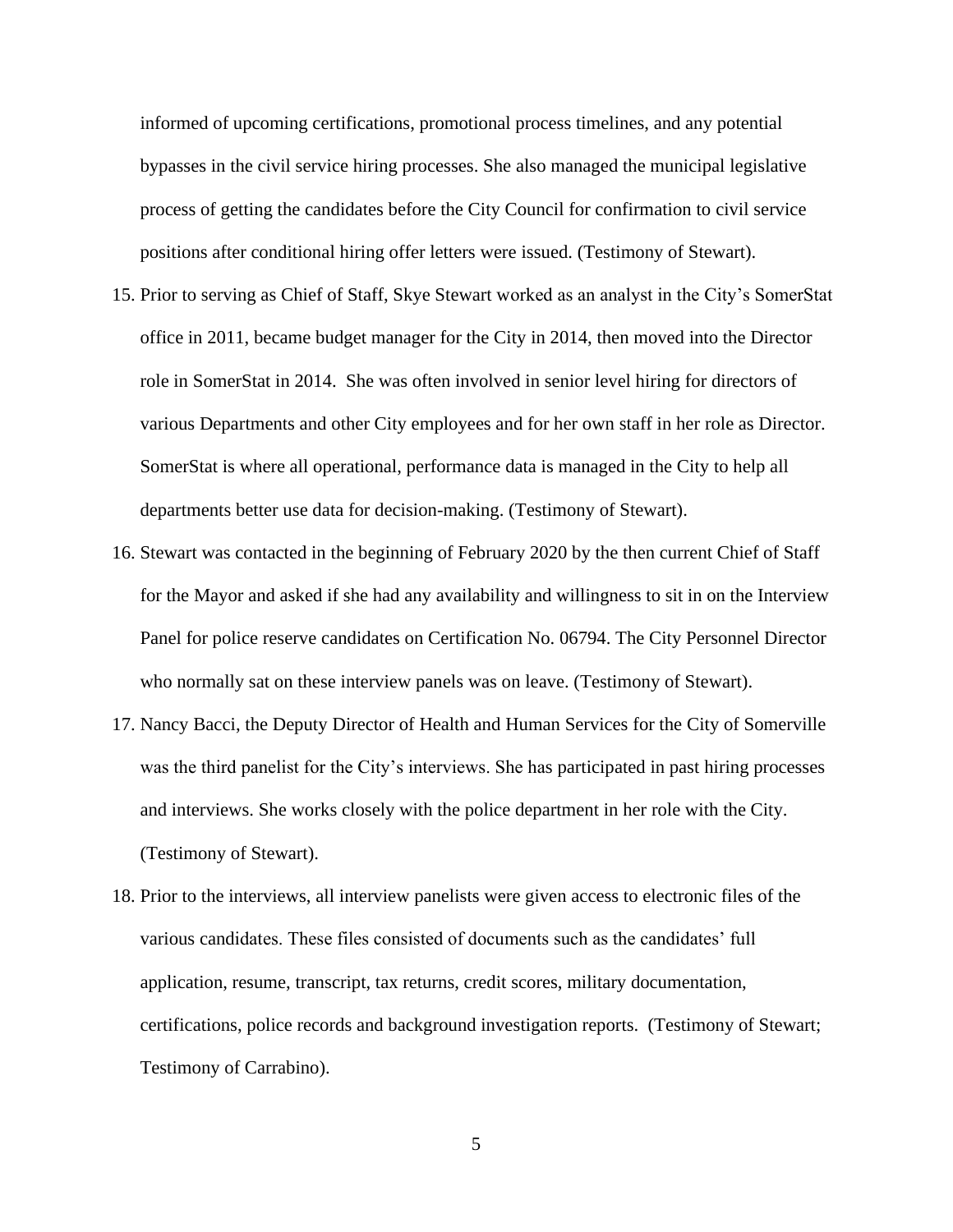informed of upcoming certifications, promotional process timelines, and any potential bypasses in the civil service hiring processes. She also managed the municipal legislative process of getting the candidates before the City Council for confirmation to civil service positions after conditional hiring offer letters were issued. (Testimony of Stewart).

15. Prior to serving as Chief of Staff, Skye Stewart worked as an analyst in the City's SomerStat office in 2011, became budget manager for the City in 2014, then moved into the Director role in SomerStat in 2014. She was often involved in senior level hiring for directors of various Departments and other City employees and for her own staff in her role as Director. SomerStat is where all operational, performance data is managed in the City to help all departments better use data for decision-making. (Testimony of Stewart).
16. Stewart was contacted in the beginning of February 2020 by the then current Chief of Staff for the Mayor and asked if she had any availability and willingness to sit in on the Interview Panel for police reserve candidates on Certification No. 06794. The City Personnel Director who normally sat on these interview panels was on leave. (Testimony of Stewart).
17. Nancy Bacci, the Deputy Director of Health and Human Services for the City of Somerville was the third panelist for the City's interviews. She has participated in past hiring processes and interviews. She works closely with the police department in her role with the City. (Testimony of Stewart).
18. Prior to the interviews, all interview panelists were given access to electronic files of the various candidates. These files consisted of documents such as the candidates' full application, resume, transcript, tax returns, credit scores, military documentation, certifications, police records and background investigation reports. (Testimony of Stewart; Testimony of Carrabino).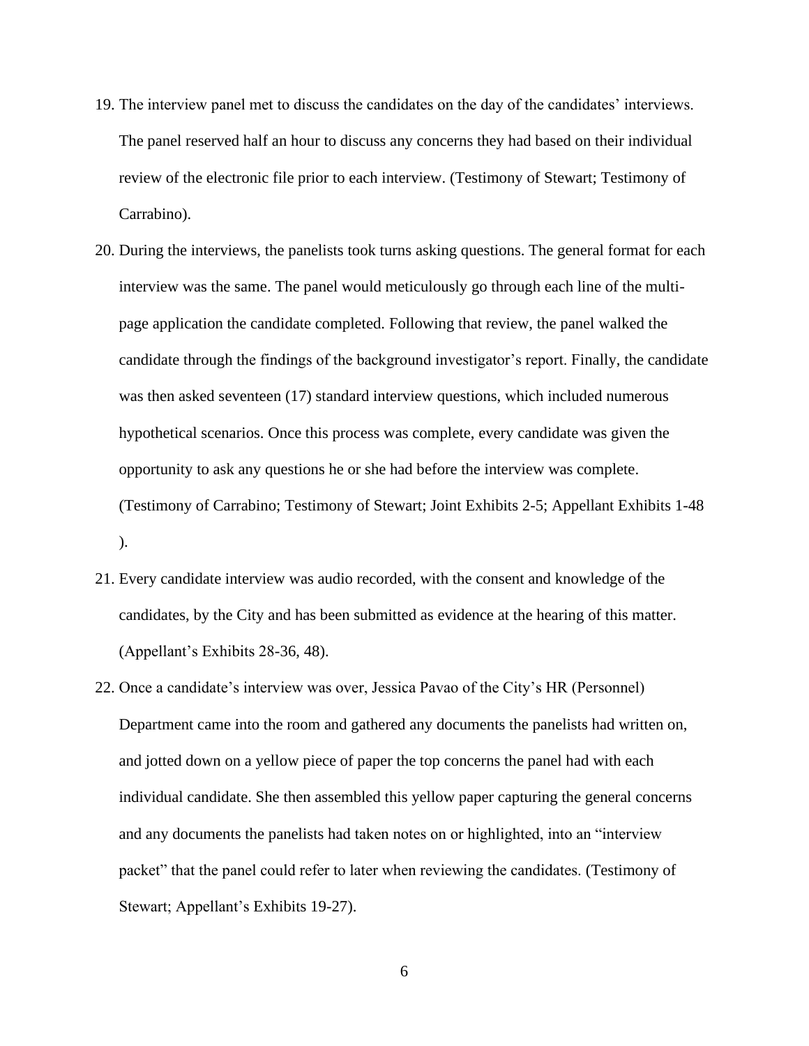19. The interview panel met to discuss the candidates on the day of the candidates' interviews. The panel reserved half an hour to discuss any concerns they had based on their individual review of the electronic file prior to each interview. (Testimony of Stewart; Testimony of Carrabino).

20. During the interviews, the panelists took turns asking questions. The general format for each interview was the same. The panel would meticulously go through each line of the multi-page application the candidate completed. Following that review, the panel walked the candidate through the findings of the background investigator's report. Finally, the candidate was then asked seventeen (17) standard interview questions, which included numerous hypothetical scenarios. Once this process was complete, every candidate was given the opportunity to ask any questions he or she had before the interview was complete. (Testimony of Carrabino; Testimony of Stewart; Joint Exhibits 2-5; Appellant Exhibits 1-48 ).

21. Every candidate interview was audio recorded, with the consent and knowledge of the candidates, by the City and has been submitted as evidence at the hearing of this matter. (Appellant's Exhibits 28-36, 48).

22. Once a candidate's interview was over, Jessica Pavao of the City's HR (Personnel) Department came into the room and gathered any documents the panelists had written on, and jotted down on a yellow piece of paper the top concerns the panel had with each individual candidate. She then assembled this yellow paper capturing the general concerns and any documents the panelists had taken notes on or highlighted, into an "interview packet" that the panel could refer to later when reviewing the candidates. (Testimony of Stewart; Appellant's Exhibits 19-27).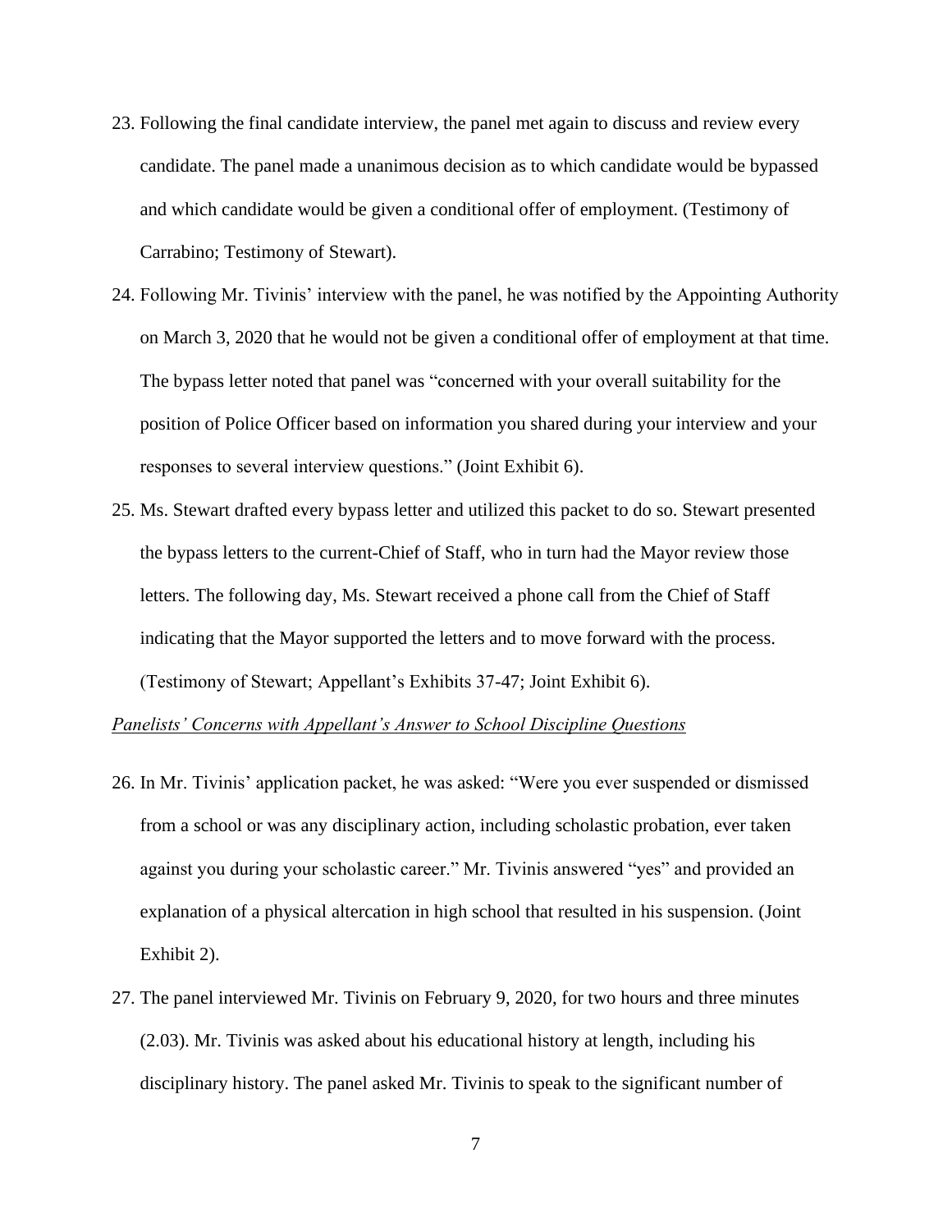23. Following the final candidate interview, the panel met again to discuss and review every candidate. The panel made a unanimous decision as to which candidate would be bypassed and which candidate would be given a conditional offer of employment. (Testimony of Carrabino; Testimony of Stewart).

24. Following Mr. Tivinis' interview with the panel, he was notified by the Appointing Authority on March 3, 2020 that he would not be given a conditional offer of employment at that time. The bypass letter noted that panel was "concerned with your overall suitability for the position of Police Officer based on information you shared during your interview and your responses to several interview questions." (Joint Exhibit 6).

25. Ms. Stewart drafted every bypass letter and utilized this packet to do so. Stewart presented the bypass letters to the current-Chief of Staff, who in turn had the Mayor review those letters. The following day, Ms. Stewart received a phone call from the Chief of Staff indicating that the Mayor supported the letters and to move forward with the process. (Testimony of Stewart; Appellant's Exhibits 37-47; Joint Exhibit 6).

*Panelists' Concerns with Appellant's Answer to School Discipline Questions*

26. In Mr. Tivinis' application packet, he was asked: "Were you ever suspended or dismissed from a school or was any disciplinary action, including scholastic probation, ever taken against you during your scholastic career." Mr. Tivinis answered "yes" and provided an explanation of a physical altercation in high school that resulted in his suspension. (Joint Exhibit 2).

27. The panel interviewed Mr. Tivinis on February 9, 2020, for two hours and three minutes (2.03). Mr. Tivinis was asked about his educational history at length, including his disciplinary history. The panel asked Mr. Tivinis to speak to the significant number of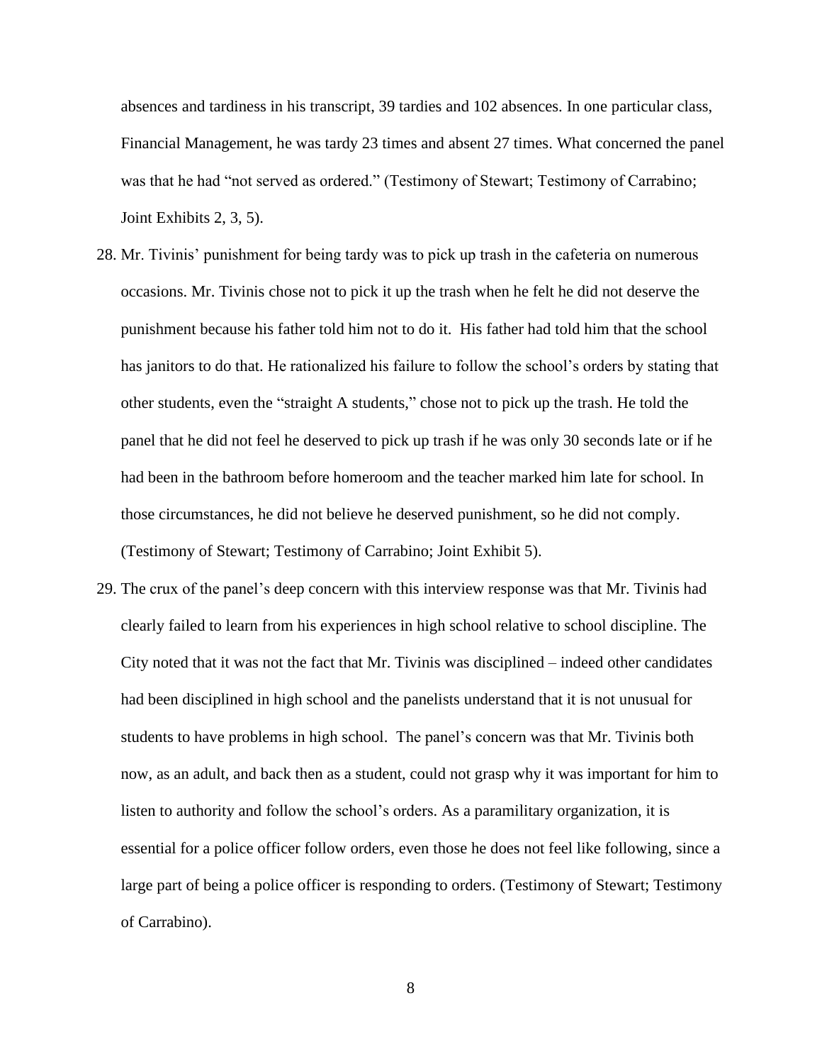absences and tardiness in his transcript, 39 tardies and 102 absences. In one particular class, Financial Management, he was tardy 23 times and absent 27 times. What concerned the panel was that he had "not served as ordered." (Testimony of Stewart; Testimony of Carrabino; Joint Exhibits 2, 3, 5).

28. Mr. Tivinis' punishment for being tardy was to pick up trash in the cafeteria on numerous occasions. Mr. Tivinis chose not to pick it up the trash when he felt he did not deserve the punishment because his father told him not to do it. His father had told him that the school has janitors to do that. He rationalized his failure to follow the school's orders by stating that other students, even the "straight A students," chose not to pick up the trash. He told the panel that he did not feel he deserved to pick up trash if he was only 30 seconds late or if he had been in the bathroom before homeroom and the teacher marked him late for school. In those circumstances, he did not believe he deserved punishment, so he did not comply. (Testimony of Stewart; Testimony of Carrabino; Joint Exhibit 5).

29. The crux of the panel's deep concern with this interview response was that Mr. Tivinis had clearly failed to learn from his experiences in high school relative to school discipline. The City noted that it was not the fact that Mr. Tivinis was disciplined – indeed other candidates had been disciplined in high school and the panelists understand that it is not unusual for students to have problems in high school. The panel's concern was that Mr. Tivinis both now, as an adult, and back then as a student, could not grasp why it was important for him to listen to authority and follow the school's orders. As a paramilitary organization, it is essential for a police officer follow orders, even those he does not feel like following, since a large part of being a police officer is responding to orders. (Testimony of Stewart; Testimony of Carrabino).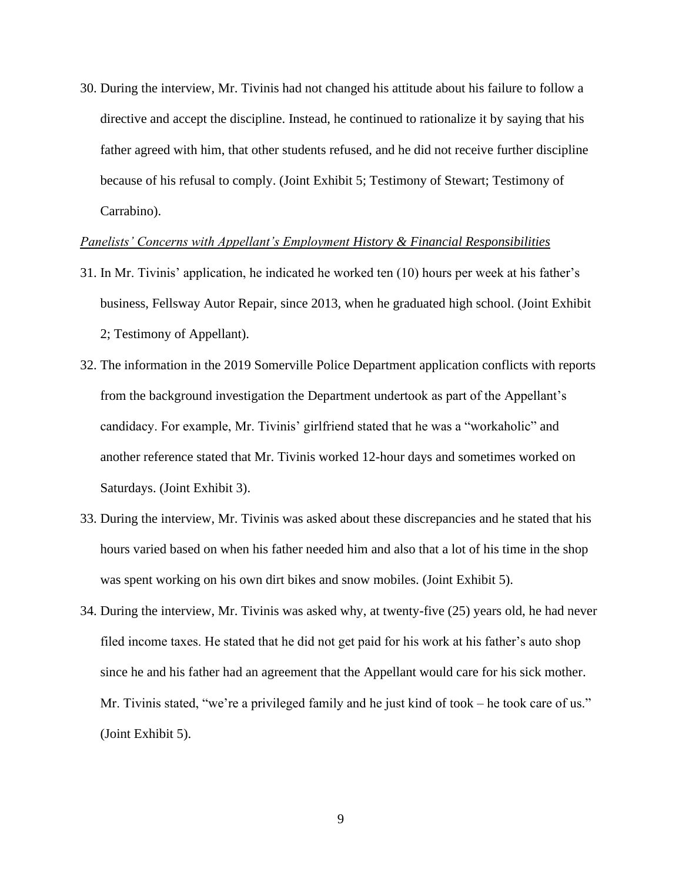30. During the interview, Mr. Tivinis had not changed his attitude about his failure to follow a directive and accept the discipline. Instead, he continued to rationalize it by saying that his father agreed with him, that other students refused, and he did not receive further discipline because of his refusal to comply. (Joint Exhibit 5; Testimony of Stewart; Testimony of Carrabino).

*Panelists' Concerns with Appellant's Employment History & Financial Responsibilities*

31. In Mr. Tivinis' application, he indicated he worked ten (10) hours per week at his father's business, Fellsway Autor Repair, since 2013, when he graduated high school. (Joint Exhibit 2; Testimony of Appellant).

32. The information in the 2019 Somerville Police Department application conflicts with reports from the background investigation the Department undertook as part of the Appellant's candidacy. For example, Mr. Tivinis' girlfriend stated that he was a "workaholic" and another reference stated that Mr. Tivinis worked 12-hour days and sometimes worked on Saturdays. (Joint Exhibit 3).

33. During the interview, Mr. Tivinis was asked about these discrepancies and he stated that his hours varied based on when his father needed him and also that a lot of his time in the shop was spent working on his own dirt bikes and snow mobiles. (Joint Exhibit 5).

34. During the interview, Mr. Tivinis was asked why, at twenty-five (25) years old, he had never filed income taxes. He stated that he did not get paid for his work at his father's auto shop since he and his father had an agreement that the Appellant would care for his sick mother. Mr. Tivinis stated, "we're a privileged family and he just kind of took – he took care of us." (Joint Exhibit 5).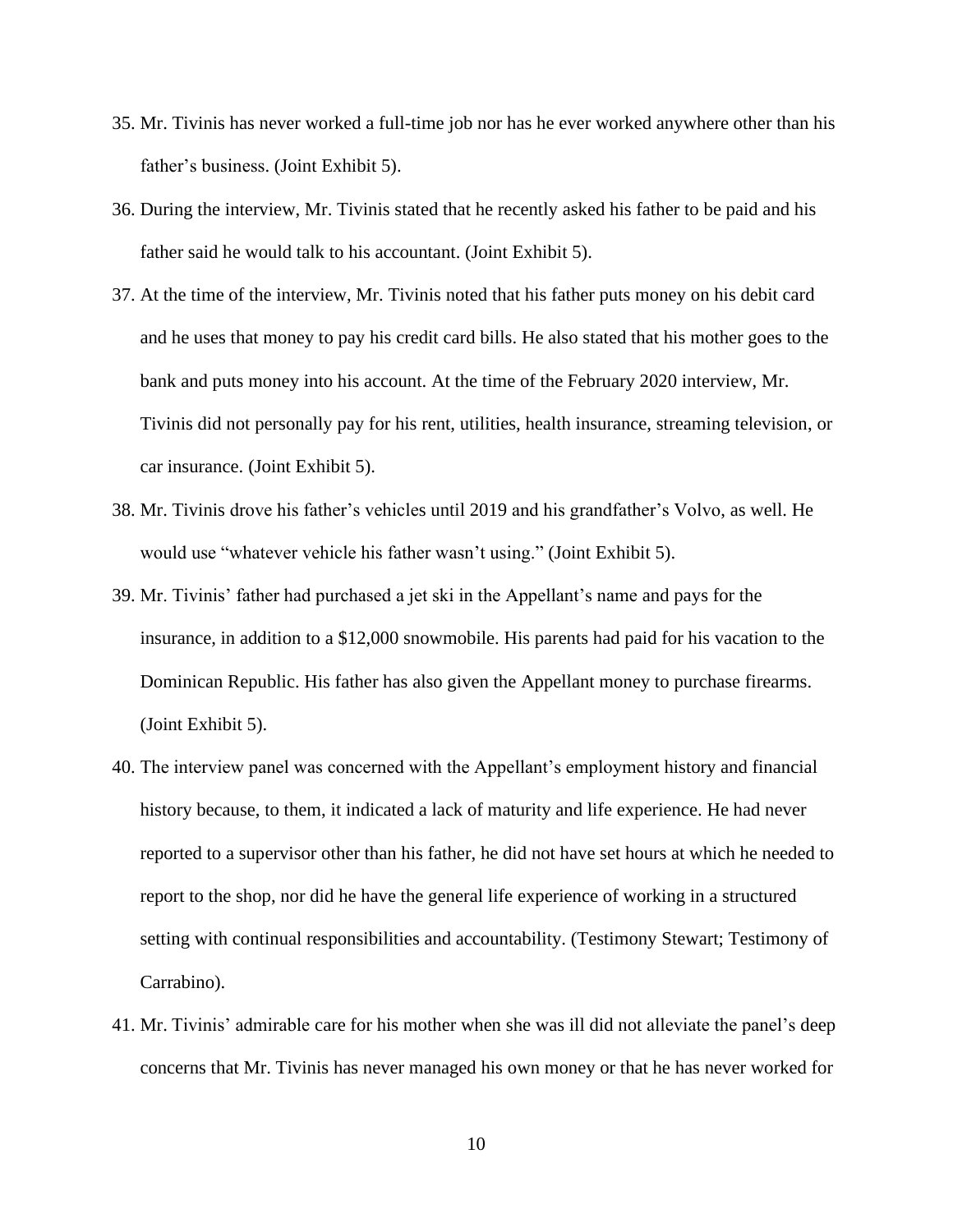35. Mr. Tivinis has never worked a full-time job nor has he ever worked anywhere other than his father's business. (Joint Exhibit 5).

36. During the interview, Mr. Tivinis stated that he recently asked his father to be paid and his father said he would talk to his accountant. (Joint Exhibit 5).

37. At the time of the interview, Mr. Tivinis noted that his father puts money on his debit card and he uses that money to pay his credit card bills. He also stated that his mother goes to the bank and puts money into his account. At the time of the February 2020 interview, Mr. Tivinis did not personally pay for his rent, utilities, health insurance, streaming television, or car insurance. (Joint Exhibit 5).

38. Mr. Tivinis drove his father's vehicles until 2019 and his grandfather's Volvo, as well. He would use "whatever vehicle his father wasn't using." (Joint Exhibit 5).

39. Mr. Tivinis' father had purchased a jet ski in the Appellant's name and pays for the insurance, in addition to a $12,000 snowmobile. His parents had paid for his vacation to the Dominican Republic. His father has also given the Appellant money to purchase firearms. (Joint Exhibit 5).

40. The interview panel was concerned with the Appellant's employment history and financial history because, to them, it indicated a lack of maturity and life experience. He had never reported to a supervisor other than his father, he did not have set hours at which he needed to report to the shop, nor did he have the general life experience of working in a structured setting with continual responsibilities and accountability. (Testimony Stewart; Testimony of Carrabino).

41. Mr. Tivinis' admirable care for his mother when she was ill did not alleviate the panel's deep concerns that Mr. Tivinis has never managed his own money or that he has never worked for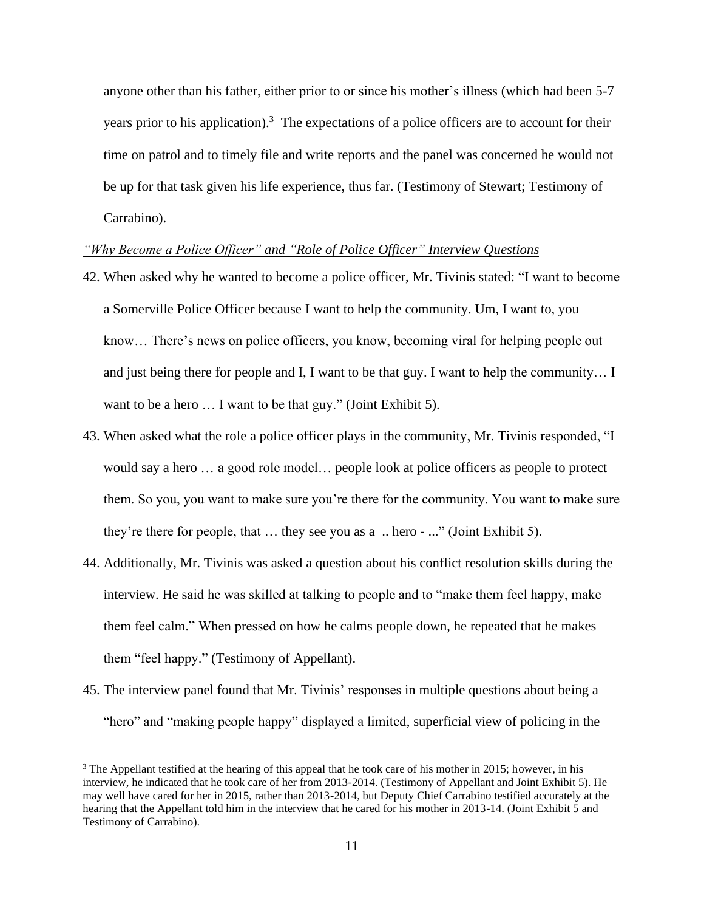anyone other than his father, either prior to or since his mother's illness (which had been 5-7 years prior to his application).[3] The expectations of a police officers are to account for their time on patrol and to timely file and write reports and the panel was concerned he would not be up for that task given his life experience, thus far. (Testimony of Stewart; Testimony of Carrabino).

*"Why Become a Police Officer" and "Role of Police Officer" Interview Questions*

42. When asked why he wanted to become a police officer, Mr. Tivinis stated: "I want to become a Somerville Police Officer because I want to help the community. Um, I want to, you know… There's news on police officers, you know, becoming viral for helping people out and just being there for people and I, I want to be that guy. I want to help the community… I want to be a hero … I want to be that guy." (Joint Exhibit 5).

43. When asked what the role a police officer plays in the community, Mr. Tivinis responded, "I would say a hero … a good role model… people look at police officers as people to protect them. So you, you want to make sure you're there for the community. You want to make sure they're there for people, that … they see you as a .. hero - ..." (Joint Exhibit 5).

44. Additionally, Mr. Tivinis was asked a question about his conflict resolution skills during the interview. He said he was skilled at talking to people and to "make them feel happy, make them feel calm." When pressed on how he calms people down, he repeated that he makes them "feel happy." (Testimony of Appellant).

45. The interview panel found that Mr. Tivinis' responses in multiple questions about being a "hero" and "making people happy" displayed a limited, superficial view of policing in the

[3] The Appellant testified at the hearing of this appeal that he took care of his mother in 2015; however, in his interview, he indicated that he took care of her from 2013-2014. (Testimony of Appellant and Joint Exhibit 5). He may well have cared for her in 2015, rather than 2013-2014, but Deputy Chief Carrabino testified accurately at the hearing that the Appellant told him in the interview that he cared for his mother in 2013-14. (Joint Exhibit 5 and Testimony of Carrabino).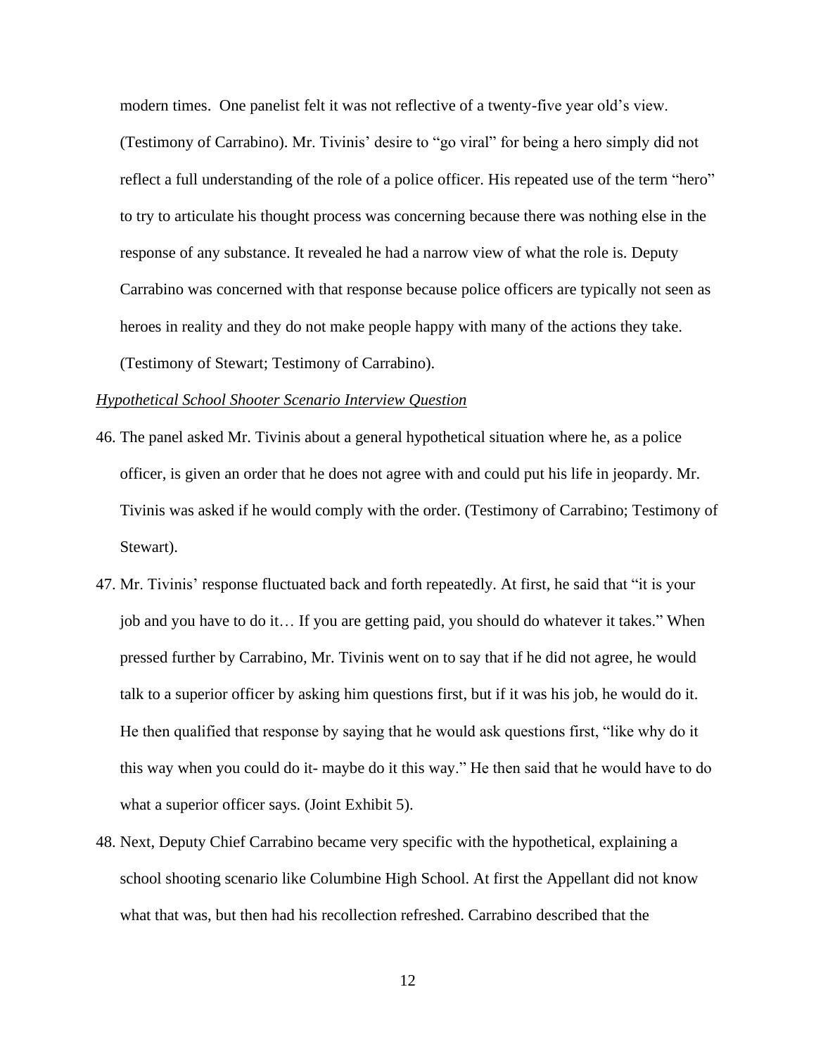modern times. One panelist felt it was not reflective of a twenty-five year old's view. (Testimony of Carrabino). Mr. Tivinis' desire to "go viral" for being a hero simply did not reflect a full understanding of the role of a police officer. His repeated use of the term "hero" to try to articulate his thought process was concerning because there was nothing else in the response of any substance. It revealed he had a narrow view of what the role is. Deputy Carrabino was concerned with that response because police officers are typically not seen as heroes in reality and they do not make people happy with many of the actions they take. (Testimony of Stewart; Testimony of Carrabino).

*Hypothetical School Shooter Scenario Interview Question*

46. The panel asked Mr. Tivinis about a general hypothetical situation where he, as a police officer, is given an order that he does not agree with and could put his life in jeopardy. Mr. Tivinis was asked if he would comply with the order. (Testimony of Carrabino; Testimony of Stewart).

47. Mr. Tivinis' response fluctuated back and forth repeatedly. At first, he said that "it is your job and you have to do it… If you are getting paid, you should do whatever it takes." When pressed further by Carrabino, Mr. Tivinis went on to say that if he did not agree, he would talk to a superior officer by asking him questions first, but if it was his job, he would do it. He then qualified that response by saying that he would ask questions first, "like why do it this way when you could do it- maybe do it this way." He then said that he would have to do what a superior officer says. (Joint Exhibit 5).

48. Next, Deputy Chief Carrabino became very specific with the hypothetical, explaining a school shooting scenario like Columbine High School. At first the Appellant did not know what that was, but then had his recollection refreshed. Carrabino described that the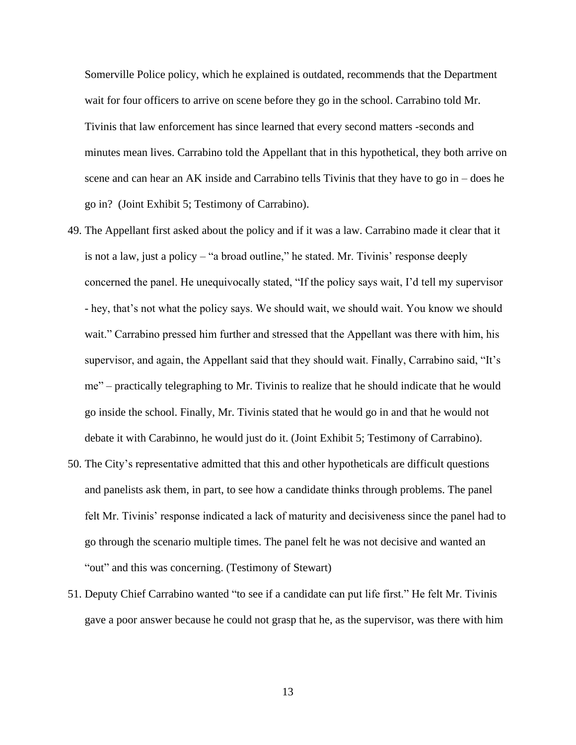Somerville Police policy, which he explained is outdated, recommends that the Department wait for four officers to arrive on scene before they go in the school. Carrabino told Mr. Tivinis that law enforcement has since learned that every second matters -seconds and minutes mean lives. Carrabino told the Appellant that in this hypothetical, they both arrive on scene and can hear an AK inside and Carrabino tells Tivinis that they have to go in – does he go in? (Joint Exhibit 5; Testimony of Carrabino).

49. The Appellant first asked about the policy and if it was a law. Carrabino made it clear that it is not a law, just a policy – "a broad outline," he stated. Mr. Tivinis' response deeply concerned the panel. He unequivocally stated, "If the policy says wait, I'd tell my supervisor - hey, that's not what the policy says. We should wait, we should wait. You know we should wait." Carrabino pressed him further and stressed that the Appellant was there with him, his supervisor, and again, the Appellant said that they should wait. Finally, Carrabino said, "It's me" – practically telegraphing to Mr. Tivinis to realize that he should indicate that he would go inside the school. Finally, Mr. Tivinis stated that he would go in and that he would not debate it with Carabinno, he would just do it. (Joint Exhibit 5; Testimony of Carrabino).

50. The City's representative admitted that this and other hypotheticals are difficult questions and panelists ask them, in part, to see how a candidate thinks through problems. The panel felt Mr. Tivinis' response indicated a lack of maturity and decisiveness since the panel had to go through the scenario multiple times. The panel felt he was not decisive and wanted an "out" and this was concerning. (Testimony of Stewart)

51. Deputy Chief Carrabino wanted "to see if a candidate can put life first." He felt Mr. Tivinis gave a poor answer because he could not grasp that he, as the supervisor, was there with him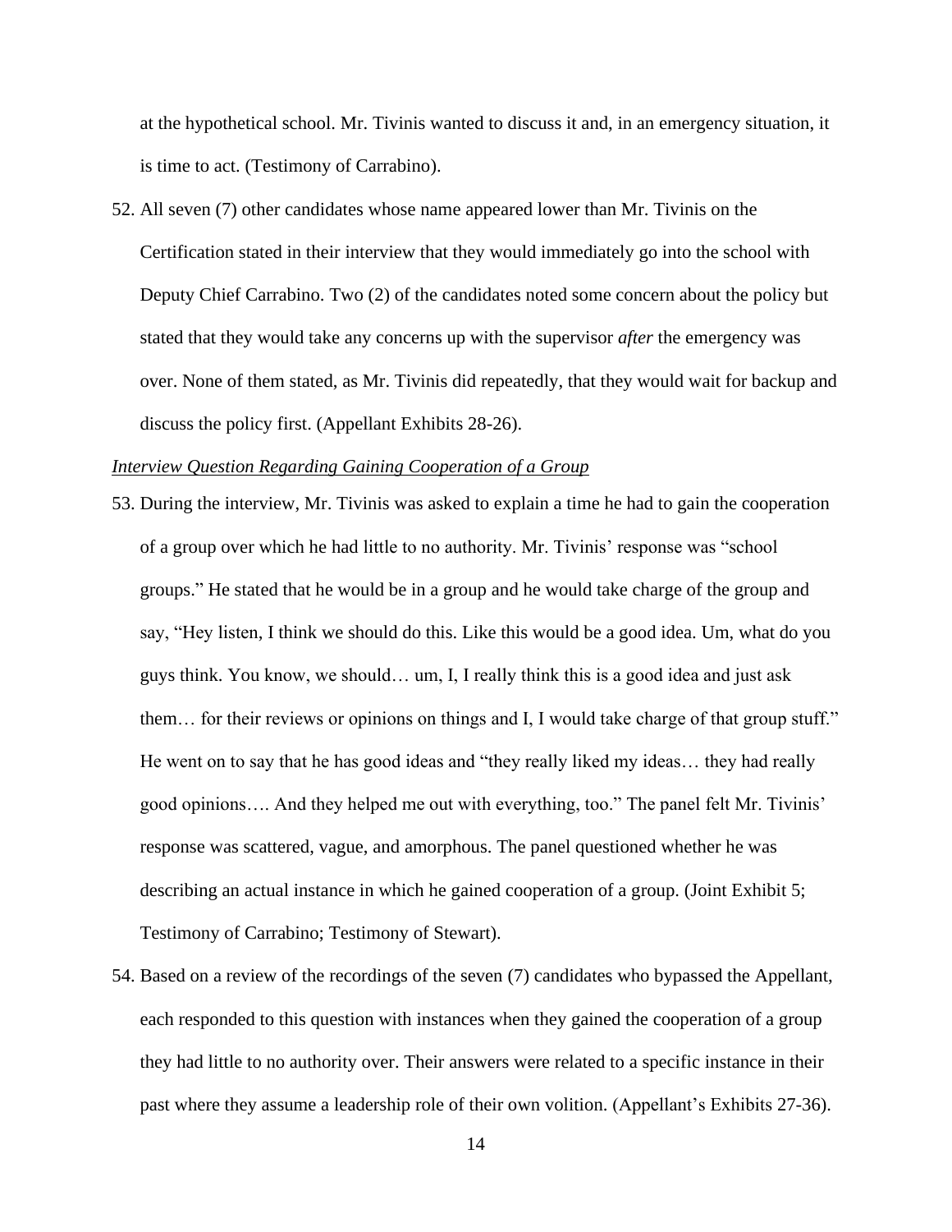at the hypothetical school. Mr. Tivinis wanted to discuss it and, in an emergency situation, it is time to act. (Testimony of Carrabino).

52. All seven (7) other candidates whose name appeared lower than Mr. Tivinis on the Certification stated in their interview that they would immediately go into the school with Deputy Chief Carrabino. Two (2) of the candidates noted some concern about the policy but stated that they would take any concerns up with the supervisor *after* the emergency was over. None of them stated, as Mr. Tivinis did repeatedly, that they would wait for backup and discuss the policy first. (Appellant Exhibits 28-26).

<u>*Interview Question Regarding Gaining Cooperation of a Group*</u>

53. During the interview, Mr. Tivinis was asked to explain a time he had to gain the cooperation of a group over which he had little to no authority. Mr. Tivinis' response was "school groups." He stated that he would be in a group and he would take charge of the group and say, "Hey listen, I think we should do this. Like this would be a good idea. Um, what do you guys think. You know, we should… um, I, I really think this is a good idea and just ask them… for their reviews or opinions on things and I, I would take charge of that group stuff." He went on to say that he has good ideas and "they really liked my ideas… they had really good opinions…. And they helped me out with everything, too." The panel felt Mr. Tivinis' response was scattered, vague, and amorphous. The panel questioned whether he was describing an actual instance in which he gained cooperation of a group. (Joint Exhibit 5; Testimony of Carrabino; Testimony of Stewart).

54. Based on a review of the recordings of the seven (7) candidates who bypassed the Appellant, each responded to this question with instances when they gained the cooperation of a group they had little to no authority over. Their answers were related to a specific instance in their past where they assume a leadership role of their own volition. (Appellant's Exhibits 27-36).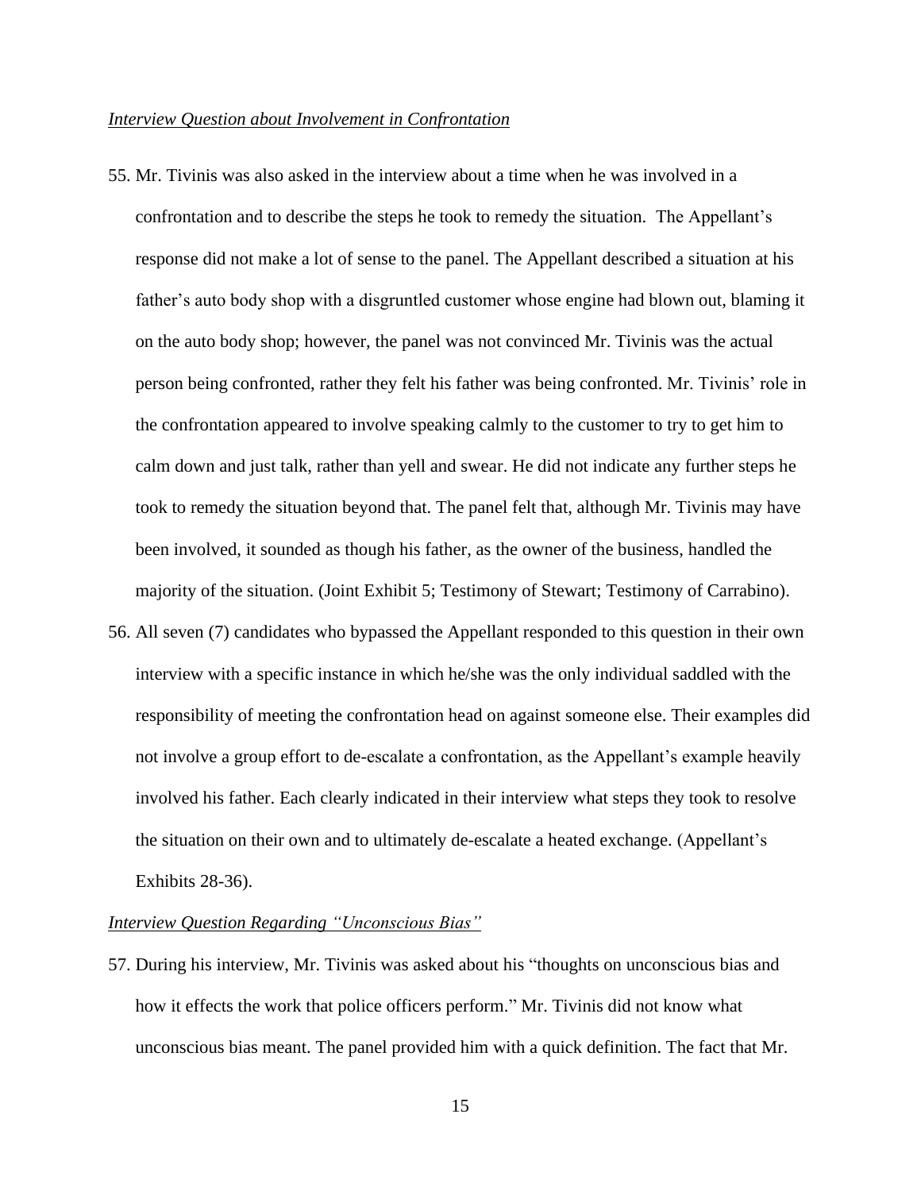*Interview Question about Involvement in Confrontation*

55. Mr. Tivinis was also asked in the interview about a time when he was involved in a confrontation and to describe the steps he took to remedy the situation. The Appellant's response did not make a lot of sense to the panel. The Appellant described a situation at his father's auto body shop with a disgruntled customer whose engine had blown out, blaming it on the auto body shop; however, the panel was not convinced Mr. Tivinis was the actual person being confronted, rather they felt his father was being confronted. Mr. Tivinis' role in the confrontation appeared to involve speaking calmly to the customer to try to get him to calm down and just talk, rather than yell and swear. He did not indicate any further steps he took to remedy the situation beyond that. The panel felt that, although Mr. Tivinis may have been involved, it sounded as though his father, as the owner of the business, handled the majority of the situation. (Joint Exhibit 5; Testimony of Stewart; Testimony of Carrabino).

56. All seven (7) candidates who bypassed the Appellant responded to this question in their own interview with a specific instance in which he/she was the only individual saddled with the responsibility of meeting the confrontation head on against someone else. Their examples did not involve a group effort to de-escalate a confrontation, as the Appellant's example heavily involved his father. Each clearly indicated in their interview what steps they took to resolve the situation on their own and to ultimately de-escalate a heated exchange. (Appellant's Exhibits 28-36).

*Interview Question Regarding "Unconscious Bias"*

57. During his interview, Mr. Tivinis was asked about his "thoughts on unconscious bias and how it effects the work that police officers perform." Mr. Tivinis did not know what unconscious bias meant. The panel provided him with a quick definition. The fact that Mr.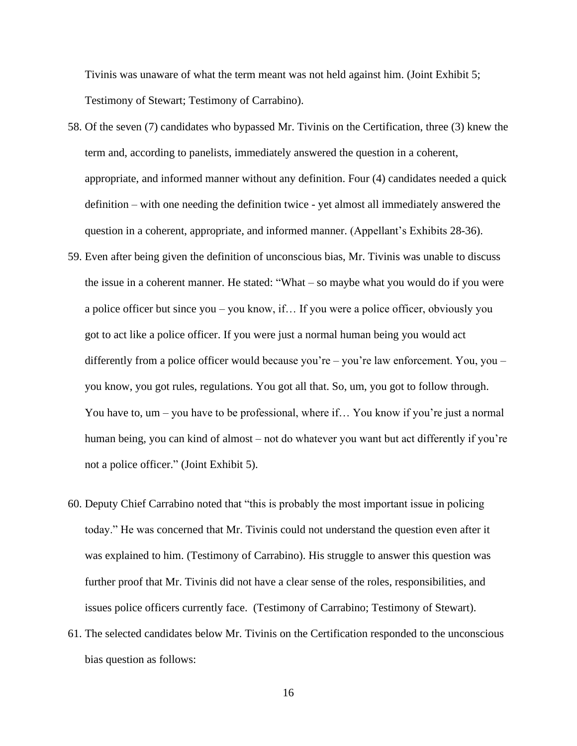Tivinis was unaware of what the term meant was not held against him. (Joint Exhibit 5; Testimony of Stewart; Testimony of Carrabino).

58. Of the seven (7) candidates who bypassed Mr. Tivinis on the Certification, three (3) knew the term and, according to panelists, immediately answered the question in a coherent, appropriate, and informed manner without any definition. Four (4) candidates needed a quick definition – with one needing the definition twice - yet almost all immediately answered the question in a coherent, appropriate, and informed manner. (Appellant's Exhibits 28-36).

59. Even after being given the definition of unconscious bias, Mr. Tivinis was unable to discuss the issue in a coherent manner. He stated: "What – so maybe what you would do if you were a police officer but since you – you know, if… If you were a police officer, obviously you got to act like a police officer. If you were just a normal human being you would act differently from a police officer would because you're – you're law enforcement. You, you – you know, you got rules, regulations. You got all that. So, um, you got to follow through. You have to, um – you have to be professional, where if… You know if you're just a normal human being, you can kind of almost – not do whatever you want but act differently if you're not a police officer." (Joint Exhibit 5).

60. Deputy Chief Carrabino noted that "this is probably the most important issue in policing today." He was concerned that Mr. Tivinis could not understand the question even after it was explained to him. (Testimony of Carrabino). His struggle to answer this question was further proof that Mr. Tivinis did not have a clear sense of the roles, responsibilities, and issues police officers currently face. (Testimony of Carrabino; Testimony of Stewart).

61. The selected candidates below Mr. Tivinis on the Certification responded to the unconscious bias question as follows: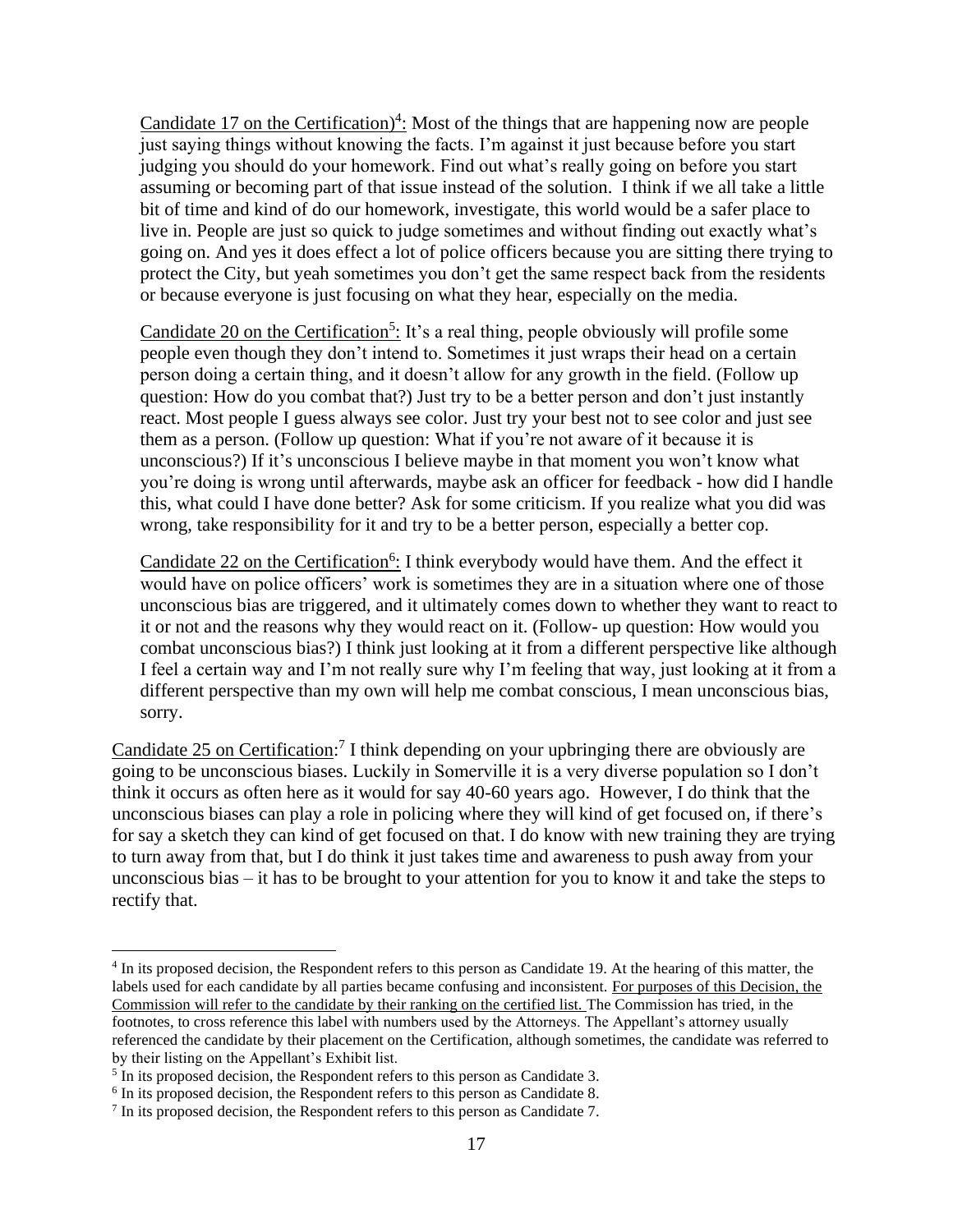Candidate 17 on the Certification)[4]: Most of the things that are happening now are people just saying things without knowing the facts. I'm against it just because before you start judging you should do your homework. Find out what's really going on before you start assuming or becoming part of that issue instead of the solution. I think if we all take a little bit of time and kind of do our homework, investigate, this world would be a safer place to live in. People are just so quick to judge sometimes and without finding out exactly what's going on. And yes it does effect a lot of police officers because you are sitting there trying to protect the City, but yeah sometimes you don't get the same respect back from the residents or because everyone is just focusing on what they hear, especially on the media.

Candidate 20 on the Certification[5]: It's a real thing, people obviously will profile some people even though they don't intend to. Sometimes it just wraps their head on a certain person doing a certain thing, and it doesn't allow for any growth in the field. (Follow up question: How do you combat that?) Just try to be a better person and don't just instantly react. Most people I guess always see color. Just try your best not to see color and just see them as a person. (Follow up question: What if you're not aware of it because it is unconscious?) If it's unconscious I believe maybe in that moment you won't know what you're doing is wrong until afterwards, maybe ask an officer for feedback - how did I handle this, what could I have done better? Ask for some criticism. If you realize what you did was wrong, take responsibility for it and try to be a better person, especially a better cop.

Candidate 22 on the Certification[6]: I think everybody would have them. And the effect it would have on police officers' work is sometimes they are in a situation where one of those unconscious bias are triggered, and it ultimately comes down to whether they want to react to it or not and the reasons why they would react on it. (Follow- up question: How would you combat unconscious bias?) I think just looking at it from a different perspective like although I feel a certain way and I'm not really sure why I'm feeling that way, just looking at it from a different perspective than my own will help me combat conscious, I mean unconscious bias, sorry.

Candidate 25 on Certification:[7] I think depending on your upbringing there are obviously are going to be unconscious biases. Luckily in Somerville it is a very diverse population so I don't think it occurs as often here as it would for say 40-60 years ago. However, I do think that the unconscious biases can play a role in policing where they will kind of get focused on, if there's for say a sketch they can kind of get focused on that. I do know with new training they are trying to turn away from that, but I do think it just takes time and awareness to push away from your unconscious bias – it has to be brought to your attention for you to know it and take the steps to rectify that.

---

[4] In its proposed decision, the Respondent refers to this person as Candidate 19. At the hearing of this matter, the labels used for each candidate by all parties became confusing and inconsistent. For purposes of this Decision, the Commission will refer to the candidate by their ranking on the certified list. The Commission has tried, in the footnotes, to cross reference this label with numbers used by the Attorneys. The Appellant's attorney usually referenced the candidate by their placement on the Certification, although sometimes, the candidate was referred to by their listing on the Appellant's Exhibit list.

[5] In its proposed decision, the Respondent refers to this person as Candidate 3.

[6] In its proposed decision, the Respondent refers to this person as Candidate 8.

[7] In its proposed decision, the Respondent refers to this person as Candidate 7.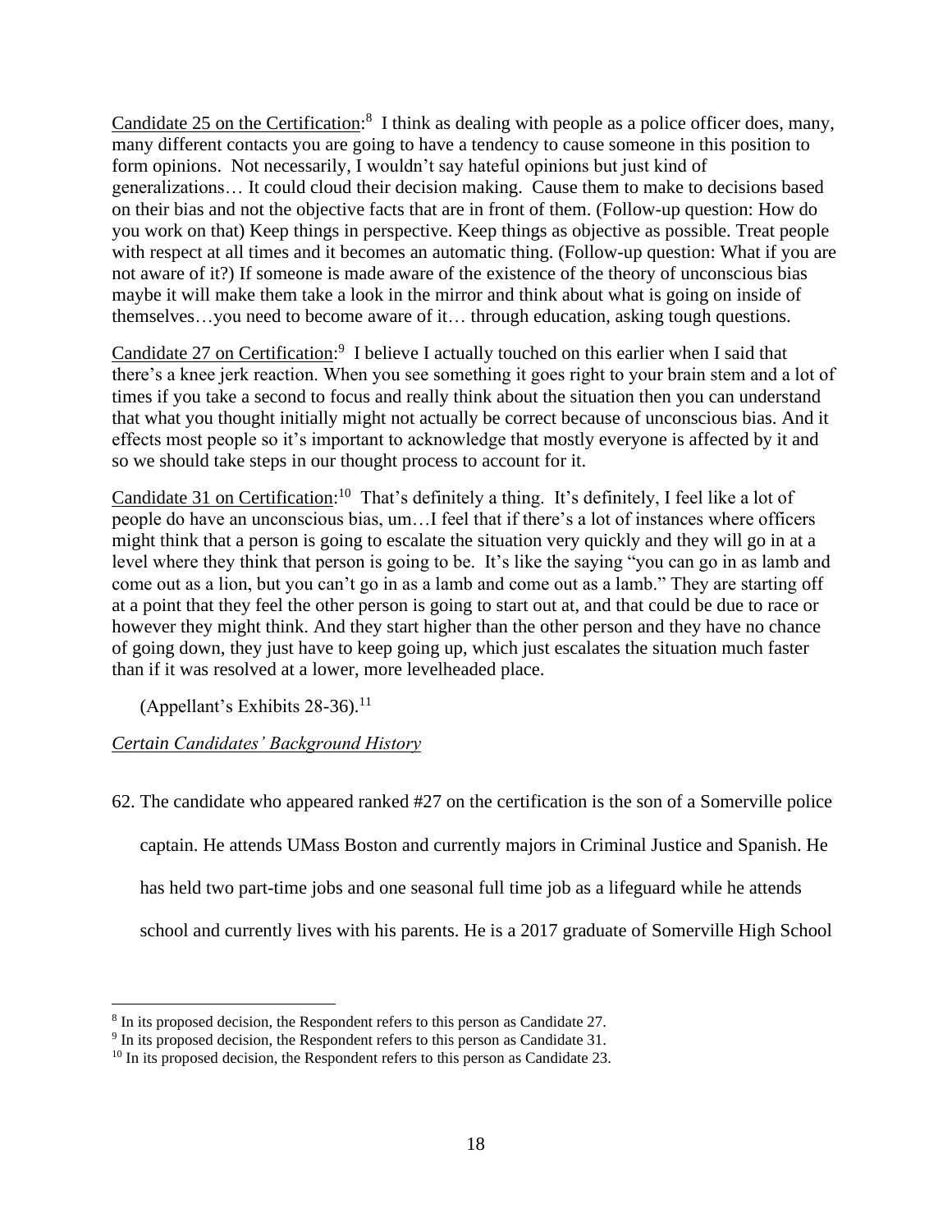Candidate 25 on the Certification:[8] I think as dealing with people as a police officer does, many, many different contacts you are going to have a tendency to cause someone in this position to form opinions. Not necessarily, I wouldn't say hateful opinions but just kind of generalizations… It could cloud their decision making. Cause them to make to decisions based on their bias and not the objective facts that are in front of them. (Follow-up question: How do you work on that) Keep things in perspective. Keep things as objective as possible. Treat people with respect at all times and it becomes an automatic thing. (Follow-up question: What if you are not aware of it?) If someone is made aware of the existence of the theory of unconscious bias maybe it will make them take a look in the mirror and think about what is going on inside of themselves…you need to become aware of it… through education, asking tough questions.

Candidate 27 on Certification:[9] I believe I actually touched on this earlier when I said that there's a knee jerk reaction. When you see something it goes right to your brain stem and a lot of times if you take a second to focus and really think about the situation then you can understand that what you thought initially might not actually be correct because of unconscious bias. And it effects most people so it's important to acknowledge that mostly everyone is affected by it and so we should take steps in our thought process to account for it.

Candidate 31 on Certification:[10] That's definitely a thing. It's definitely, I feel like a lot of people do have an unconscious bias, um…I feel that if there's a lot of instances where officers might think that a person is going to escalate the situation very quickly and they will go in at a level where they think that person is going to be. It's like the saying "you can go in as lamb and come out as a lion, but you can't go in as a lamb and come out as a lamb." They are starting off at a point that they feel the other person is going to start out at, and that could be due to race or however they might think. And they start higher than the other person and they have no chance of going down, they just have to keep going up, which just escalates the situation much faster than if it was resolved at a lower, more levelheaded place.

(Appellant's Exhibits 28-36).[11]

*Certain Candidates' Background History*

62. The candidate who appeared ranked #27 on the certification is the son of a Somerville police captain. He attends UMass Boston and currently majors in Criminal Justice and Spanish. He has held two part-time jobs and one seasonal full time job as a lifeguard while he attends school and currently lives with his parents. He is a 2017 graduate of Somerville High School

---

[8] In its proposed decision, the Respondent refers to this person as Candidate 27.

[9] In its proposed decision, the Respondent refers to this person as Candidate 31.

[10] In its proposed decision, the Respondent refers to this person as Candidate 23.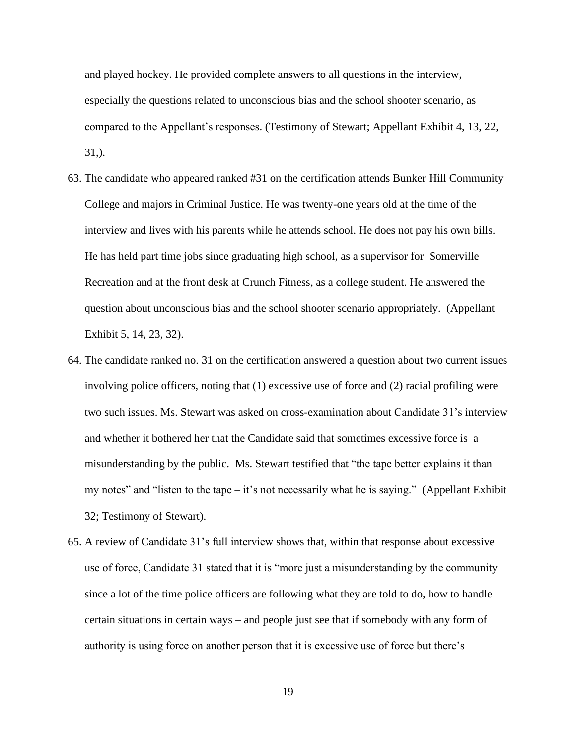and played hockey. He provided complete answers to all questions in the interview, especially the questions related to unconscious bias and the school shooter scenario, as compared to the Appellant's responses. (Testimony of Stewart; Appellant Exhibit 4, 13, 22, 31,).

63. The candidate who appeared ranked #31 on the certification attends Bunker Hill Community College and majors in Criminal Justice. He was twenty-one years old at the time of the interview and lives with his parents while he attends school. He does not pay his own bills. He has held part time jobs since graduating high school, as a supervisor for Somerville Recreation and at the front desk at Crunch Fitness, as a college student. He answered the question about unconscious bias and the school shooter scenario appropriately. (Appellant Exhibit 5, 14, 23, 32).

64. The candidate ranked no. 31 on the certification answered a question about two current issues involving police officers, noting that (1) excessive use of force and (2) racial profiling were two such issues. Ms. Stewart was asked on cross-examination about Candidate 31's interview and whether it bothered her that the Candidate said that sometimes excessive force is a misunderstanding by the public. Ms. Stewart testified that "the tape better explains it than my notes" and "listen to the tape – it's not necessarily what he is saying." (Appellant Exhibit 32; Testimony of Stewart).

65. A review of Candidate 31's full interview shows that, within that response about excessive use of force, Candidate 31 stated that it is "more just a misunderstanding by the community since a lot of the time police officers are following what they are told to do, how to handle certain situations in certain ways – and people just see that if somebody with any form of authority is using force on another person that it is excessive use of force but there's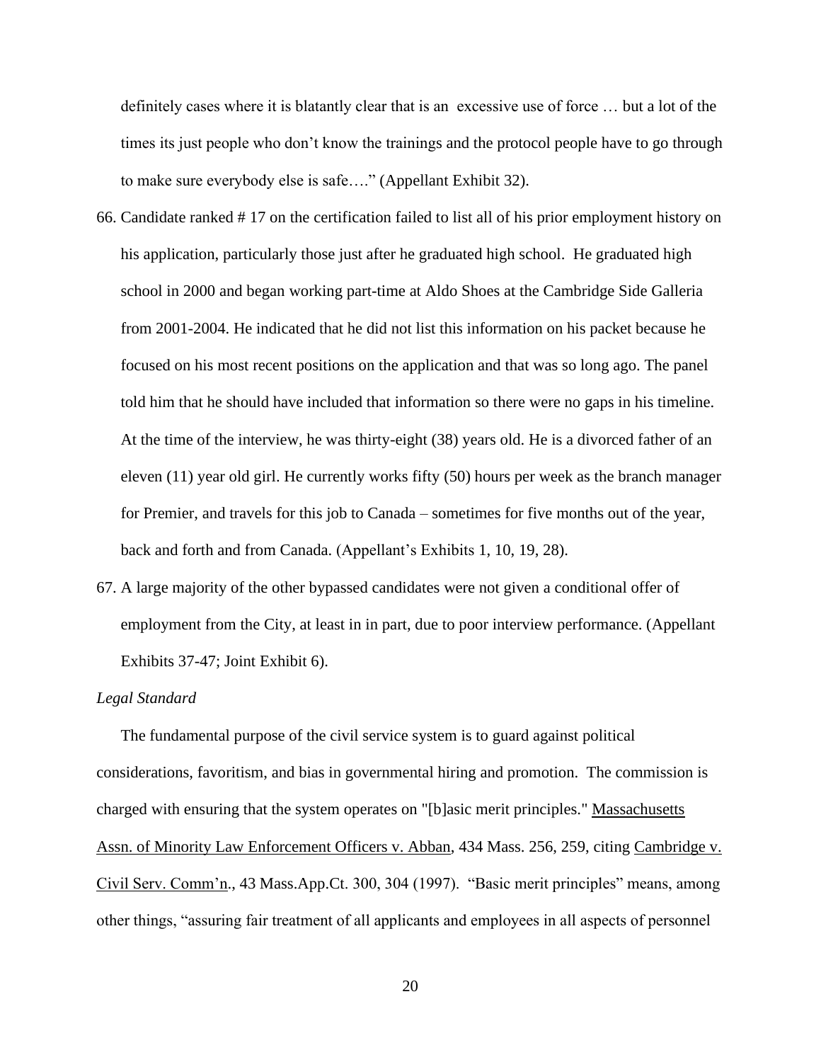definitely cases where it is blatantly clear that is an excessive use of force … but a lot of the times its just people who don't know the trainings and the protocol people have to go through to make sure everybody else is safe…." (Appellant Exhibit 32).

66. Candidate ranked # 17 on the certification failed to list all of his prior employment history on his application, particularly those just after he graduated high school. He graduated high school in 2000 and began working part-time at Aldo Shoes at the Cambridge Side Galleria from 2001-2004. He indicated that he did not list this information on his packet because he focused on his most recent positions on the application and that was so long ago. The panel told him that he should have included that information so there were no gaps in his timeline. At the time of the interview, he was thirty-eight (38) years old. He is a divorced father of an eleven (11) year old girl. He currently works fifty (50) hours per week as the branch manager for Premier, and travels for this job to Canada – sometimes for five months out of the year, back and forth and from Canada. (Appellant's Exhibits 1, 10, 19, 28).

67. A large majority of the other bypassed candidates were not given a conditional offer of employment from the City, at least in in part, due to poor interview performance. (Appellant Exhibits 37-47; Joint Exhibit 6).

*Legal Standard*

The fundamental purpose of the civil service system is to guard against political considerations, favoritism, and bias in governmental hiring and promotion. The commission is charged with ensuring that the system operates on "[b]asic merit principles." Massachusetts Assn. of Minority Law Enforcement Officers v. Abban, 434 Mass. 256, 259, citing Cambridge v. Civil Serv. Comm'n., 43 Mass.App.Ct. 300, 304 (1997). "Basic merit principles" means, among other things, "assuring fair treatment of all applicants and employees in all aspects of personnel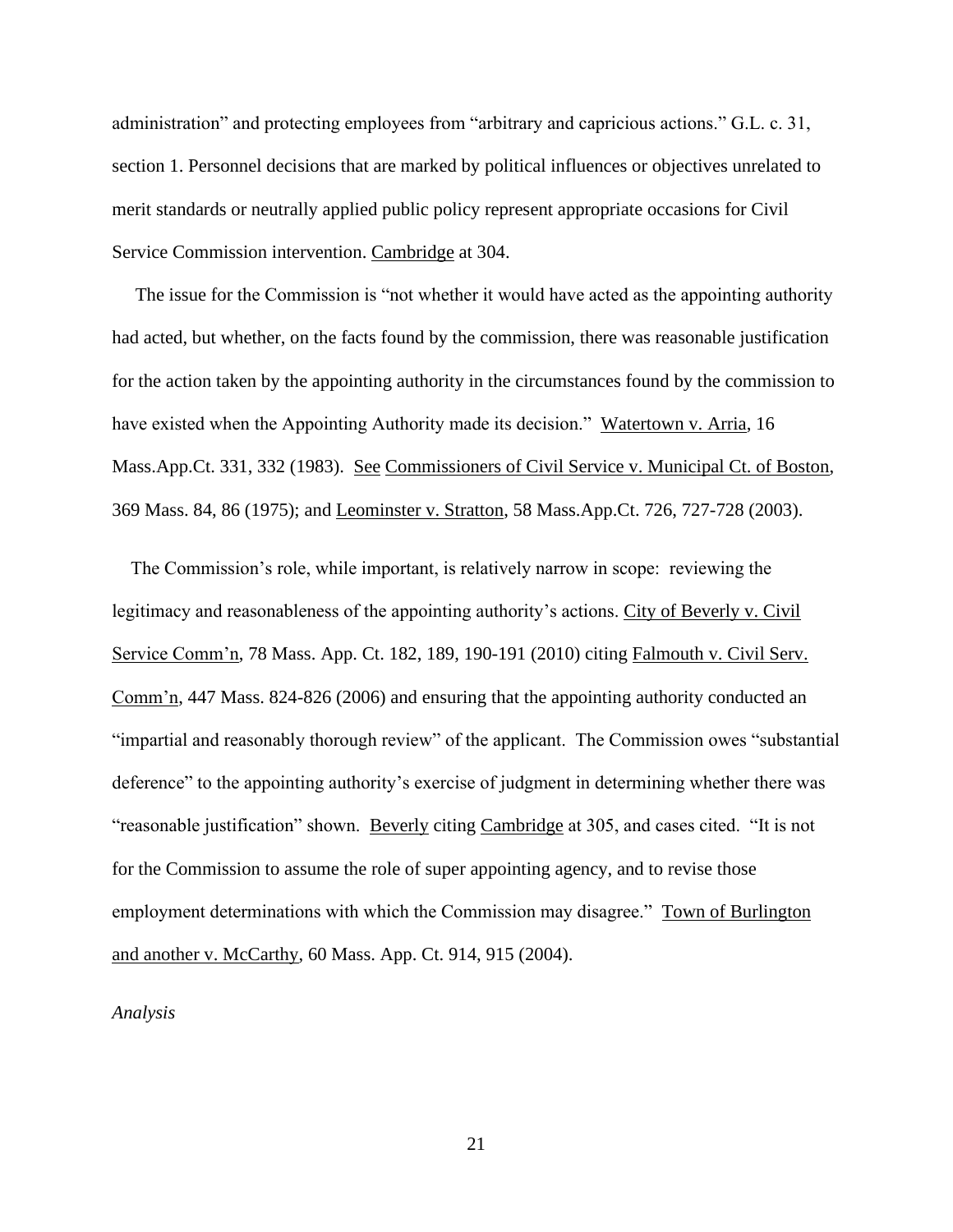administration" and protecting employees from "arbitrary and capricious actions." G.L. c. 31, section 1. Personnel decisions that are marked by political influences or objectives unrelated to merit standards or neutrally applied public policy represent appropriate occasions for Civil Service Commission intervention. Cambridge at 304.

The issue for the Commission is "not whether it would have acted as the appointing authority had acted, but whether, on the facts found by the commission, there was reasonable justification for the action taken by the appointing authority in the circumstances found by the commission to have existed when the Appointing Authority made its decision." Watertown v. Arria, 16 Mass.App.Ct. 331, 332 (1983). See Commissioners of Civil Service v. Municipal Ct. of Boston, 369 Mass. 84, 86 (1975); and Leominster v. Stratton, 58 Mass.App.Ct. 726, 727-728 (2003).

The Commission's role, while important, is relatively narrow in scope: reviewing the legitimacy and reasonableness of the appointing authority's actions. City of Beverly v. Civil Service Comm'n, 78 Mass. App. Ct. 182, 189, 190-191 (2010) citing Falmouth v. Civil Serv. Comm'n, 447 Mass. 824-826 (2006) and ensuring that the appointing authority conducted an "impartial and reasonably thorough review" of the applicant. The Commission owes "substantial deference" to the appointing authority's exercise of judgment in determining whether there was "reasonable justification" shown. Beverly citing Cambridge at 305, and cases cited. "It is not for the Commission to assume the role of super appointing agency, and to revise those employment determinations with which the Commission may disagree." Town of Burlington and another v. McCarthy, 60 Mass. App. Ct. 914, 915 (2004).

*Analysis*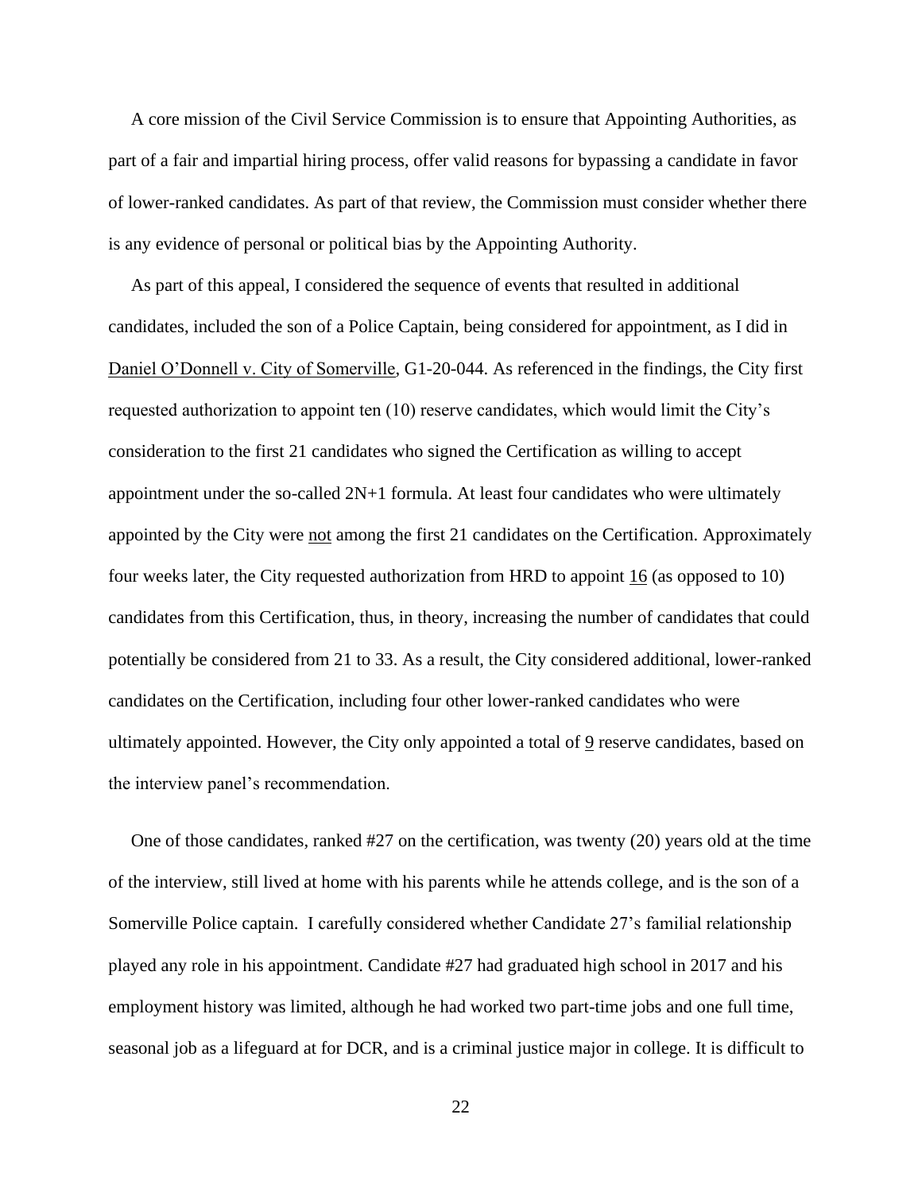A core mission of the Civil Service Commission is to ensure that Appointing Authorities, as part of a fair and impartial hiring process, offer valid reasons for bypassing a candidate in favor of lower-ranked candidates. As part of that review, the Commission must consider whether there is any evidence of personal or political bias by the Appointing Authority.

As part of this appeal, I considered the sequence of events that resulted in additional candidates, included the son of a Police Captain, being considered for appointment, as I did in Daniel O'Donnell v. City of Somerville, G1-20-044. As referenced in the findings, the City first requested authorization to appoint ten (10) reserve candidates, which would limit the City's consideration to the first 21 candidates who signed the Certification as willing to accept appointment under the so-called 2N+1 formula. At least four candidates who were ultimately appointed by the City were not among the first 21 candidates on the Certification. Approximately four weeks later, the City requested authorization from HRD to appoint 16 (as opposed to 10) candidates from this Certification, thus, in theory, increasing the number of candidates that could potentially be considered from 21 to 33. As a result, the City considered additional, lower-ranked candidates on the Certification, including four other lower-ranked candidates who were ultimately appointed. However, the City only appointed a total of 9 reserve candidates, based on the interview panel's recommendation.

One of those candidates, ranked #27 on the certification, was twenty (20) years old at the time of the interview, still lived at home with his parents while he attends college, and is the son of a Somerville Police captain. I carefully considered whether Candidate 27's familial relationship played any role in his appointment. Candidate #27 had graduated high school in 2017 and his employment history was limited, although he had worked two part-time jobs and one full time, seasonal job as a lifeguard at for DCR, and is a criminal justice major in college. It is difficult to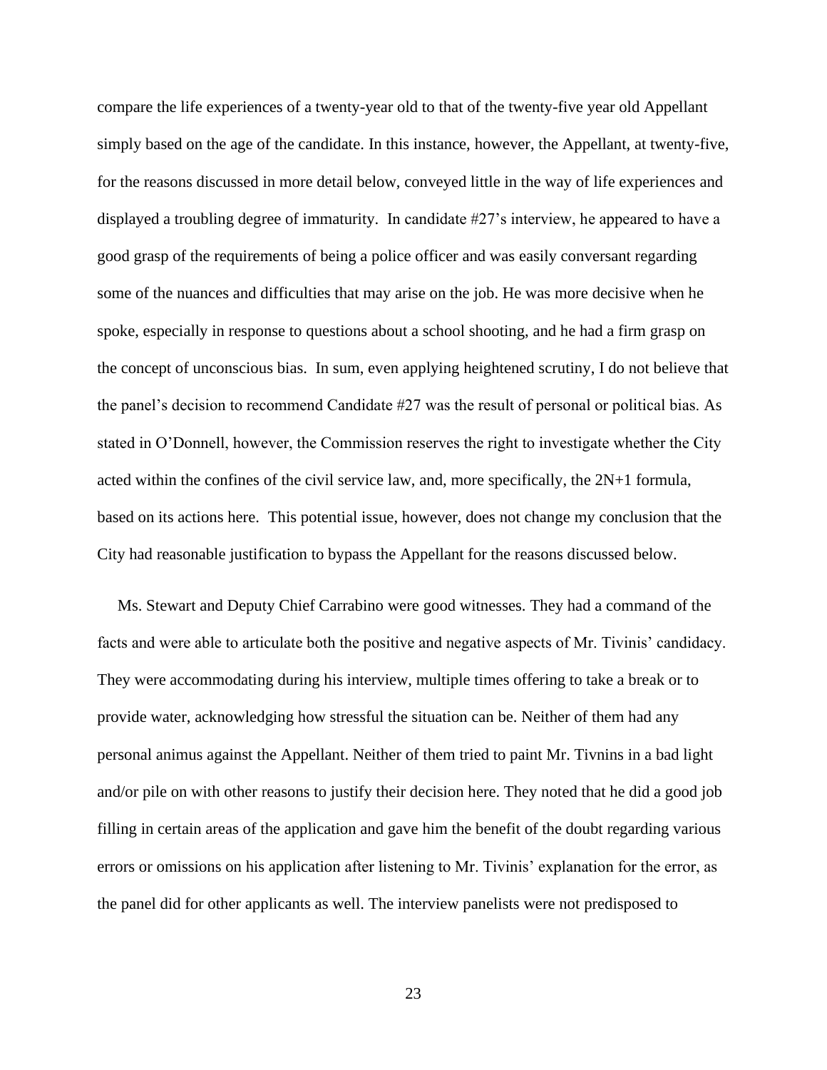compare the life experiences of a twenty-year old to that of the twenty-five year old Appellant simply based on the age of the candidate. In this instance, however, the Appellant, at twenty-five, for the reasons discussed in more detail below, conveyed little in the way of life experiences and displayed a troubling degree of immaturity. In candidate #27's interview, he appeared to have a good grasp of the requirements of being a police officer and was easily conversant regarding some of the nuances and difficulties that may arise on the job. He was more decisive when he spoke, especially in response to questions about a school shooting, and he had a firm grasp on the concept of unconscious bias. In sum, even applying heightened scrutiny, I do not believe that the panel's decision to recommend Candidate #27 was the result of personal or political bias. As stated in O'Donnell, however, the Commission reserves the right to investigate whether the City acted within the confines of the civil service law, and, more specifically, the 2N+1 formula, based on its actions here. This potential issue, however, does not change my conclusion that the City had reasonable justification to bypass the Appellant for the reasons discussed below.

Ms. Stewart and Deputy Chief Carrabino were good witnesses. They had a command of the facts and were able to articulate both the positive and negative aspects of Mr. Tivinis' candidacy. They were accommodating during his interview, multiple times offering to take a break or to provide water, acknowledging how stressful the situation can be. Neither of them had any personal animus against the Appellant. Neither of them tried to paint Mr. Tivnins in a bad light and/or pile on with other reasons to justify their decision here. They noted that he did a good job filling in certain areas of the application and gave him the benefit of the doubt regarding various errors or omissions on his application after listening to Mr. Tivinis' explanation for the error, as the panel did for other applicants as well. The interview panelists were not predisposed to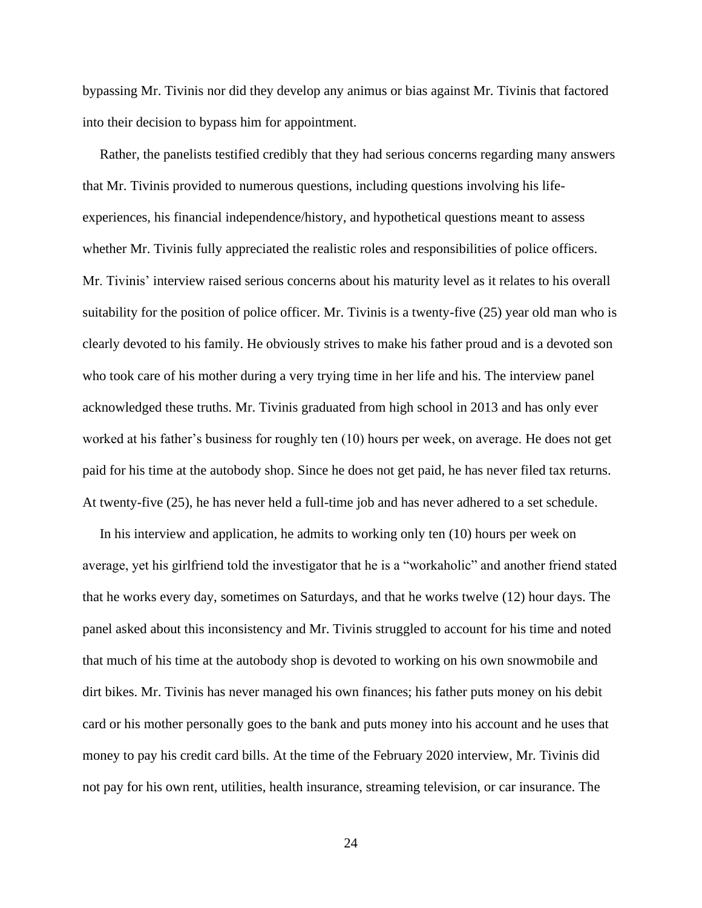bypassing Mr. Tivinis nor did they develop any animus or bias against Mr. Tivinis that factored into their decision to bypass him for appointment.

Rather, the panelists testified credibly that they had serious concerns regarding many answers that Mr. Tivinis provided to numerous questions, including questions involving his life-experiences, his financial independence/history, and hypothetical questions meant to assess whether Mr. Tivinis fully appreciated the realistic roles and responsibilities of police officers. Mr. Tivinis' interview raised serious concerns about his maturity level as it relates to his overall suitability for the position of police officer. Mr. Tivinis is a twenty-five (25) year old man who is clearly devoted to his family. He obviously strives to make his father proud and is a devoted son who took care of his mother during a very trying time in her life and his. The interview panel acknowledged these truths. Mr. Tivinis graduated from high school in 2013 and has only ever worked at his father's business for roughly ten (10) hours per week, on average. He does not get paid for his time at the autobody shop. Since he does not get paid, he has never filed tax returns. At twenty-five (25), he has never held a full-time job and has never adhered to a set schedule.

In his interview and application, he admits to working only ten (10) hours per week on average, yet his girlfriend told the investigator that he is a "workaholic" and another friend stated that he works every day, sometimes on Saturdays, and that he works twelve (12) hour days. The panel asked about this inconsistency and Mr. Tivinis struggled to account for his time and noted that much of his time at the autobody shop is devoted to working on his own snowmobile and dirt bikes. Mr. Tivinis has never managed his own finances; his father puts money on his debit card or his mother personally goes to the bank and puts money into his account and he uses that money to pay his credit card bills. At the time of the February 2020 interview, Mr. Tivinis did not pay for his own rent, utilities, health insurance, streaming television, or car insurance. The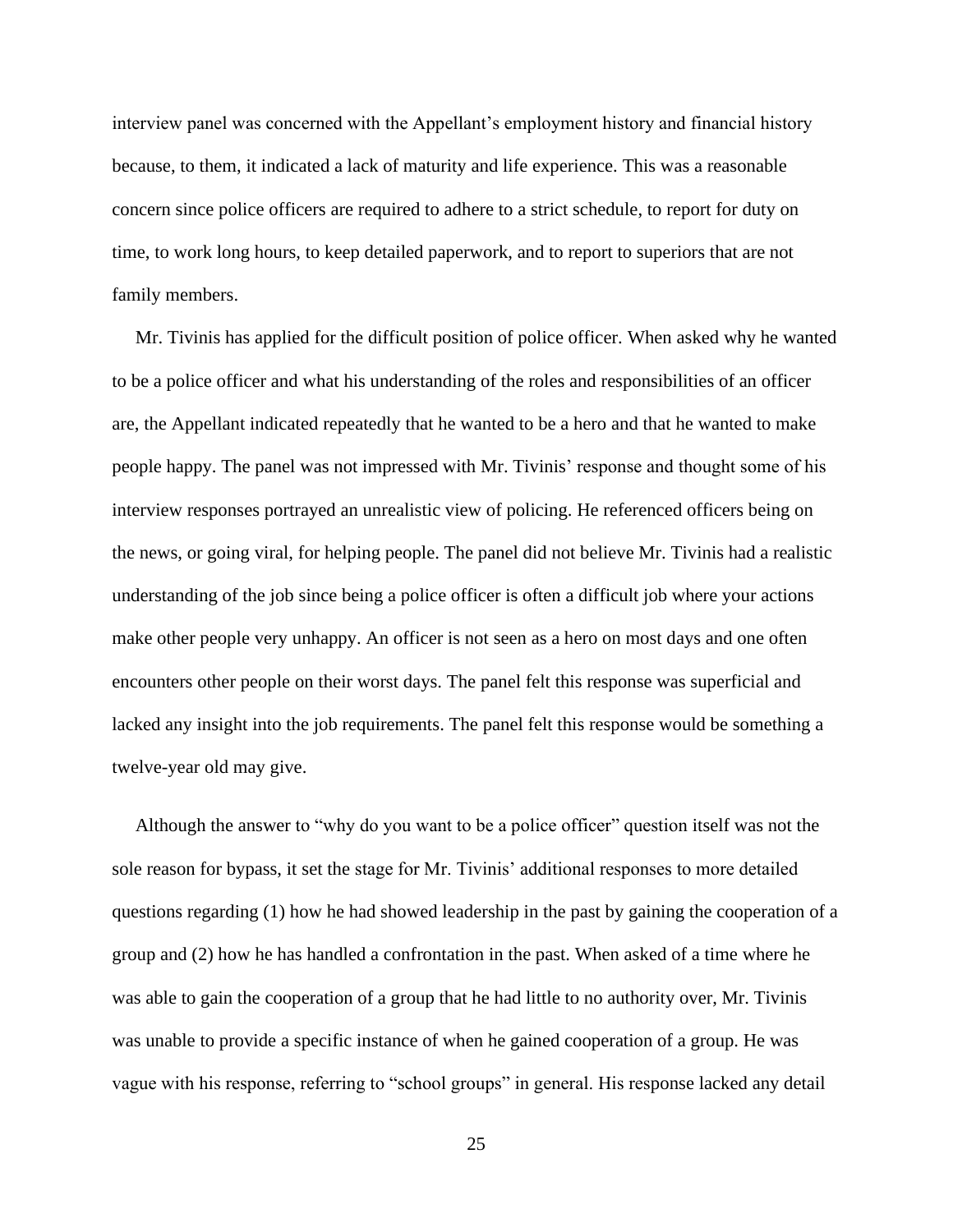interview panel was concerned with the Appellant's employment history and financial history because, to them, it indicated a lack of maturity and life experience. This was a reasonable concern since police officers are required to adhere to a strict schedule, to report for duty on time, to work long hours, to keep detailed paperwork, and to report to superiors that are not family members.

Mr. Tivinis has applied for the difficult position of police officer. When asked why he wanted to be a police officer and what his understanding of the roles and responsibilities of an officer are, the Appellant indicated repeatedly that he wanted to be a hero and that he wanted to make people happy. The panel was not impressed with Mr. Tivinis' response and thought some of his interview responses portrayed an unrealistic view of policing. He referenced officers being on the news, or going viral, for helping people. The panel did not believe Mr. Tivinis had a realistic understanding of the job since being a police officer is often a difficult job where your actions make other people very unhappy. An officer is not seen as a hero on most days and one often encounters other people on their worst days. The panel felt this response was superficial and lacked any insight into the job requirements. The panel felt this response would be something a twelve-year old may give.

Although the answer to "why do you want to be a police officer" question itself was not the sole reason for bypass, it set the stage for Mr. Tivinis' additional responses to more detailed questions regarding (1) how he had showed leadership in the past by gaining the cooperation of a group and (2) how he has handled a confrontation in the past. When asked of a time where he was able to gain the cooperation of a group that he had little to no authority over, Mr. Tivinis was unable to provide a specific instance of when he gained cooperation of a group. He was vague with his response, referring to "school groups" in general. His response lacked any detail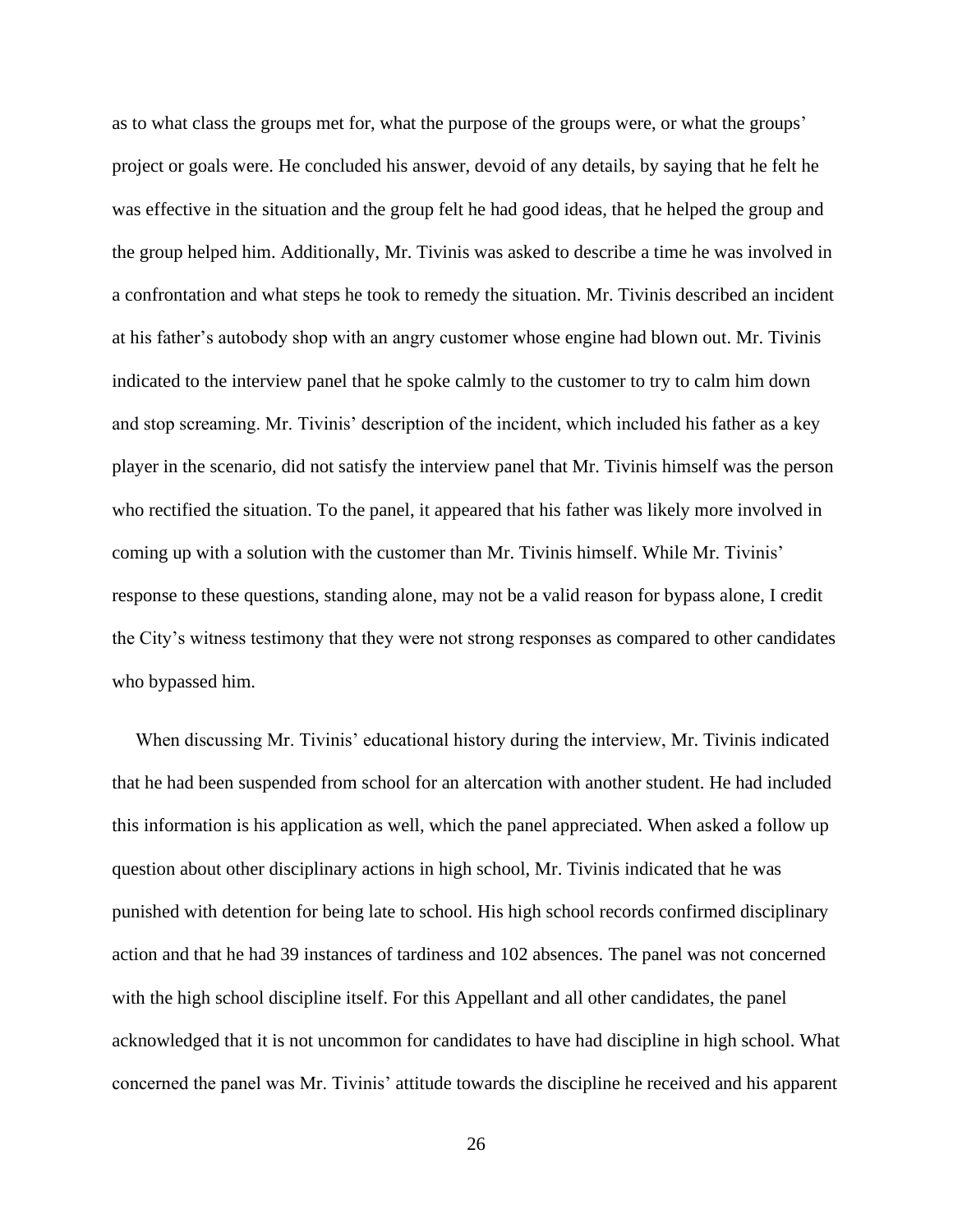as to what class the groups met for, what the purpose of the groups were, or what the groups' project or goals were. He concluded his answer, devoid of any details, by saying that he felt he was effective in the situation and the group felt he had good ideas, that he helped the group and the group helped him. Additionally, Mr. Tivinis was asked to describe a time he was involved in a confrontation and what steps he took to remedy the situation. Mr. Tivinis described an incident at his father's autobody shop with an angry customer whose engine had blown out. Mr. Tivinis indicated to the interview panel that he spoke calmly to the customer to try to calm him down and stop screaming. Mr. Tivinis' description of the incident, which included his father as a key player in the scenario, did not satisfy the interview panel that Mr. Tivinis himself was the person who rectified the situation. To the panel, it appeared that his father was likely more involved in coming up with a solution with the customer than Mr. Tivinis himself. While Mr. Tivinis' response to these questions, standing alone, may not be a valid reason for bypass alone, I credit the City's witness testimony that they were not strong responses as compared to other candidates who bypassed him.

When discussing Mr. Tivinis' educational history during the interview, Mr. Tivinis indicated that he had been suspended from school for an altercation with another student. He had included this information is his application as well, which the panel appreciated. When asked a follow up question about other disciplinary actions in high school, Mr. Tivinis indicated that he was punished with detention for being late to school. His high school records confirmed disciplinary action and that he had 39 instances of tardiness and 102 absences. The panel was not concerned with the high school discipline itself. For this Appellant and all other candidates, the panel acknowledged that it is not uncommon for candidates to have had discipline in high school. What concerned the panel was Mr. Tivinis' attitude towards the discipline he received and his apparent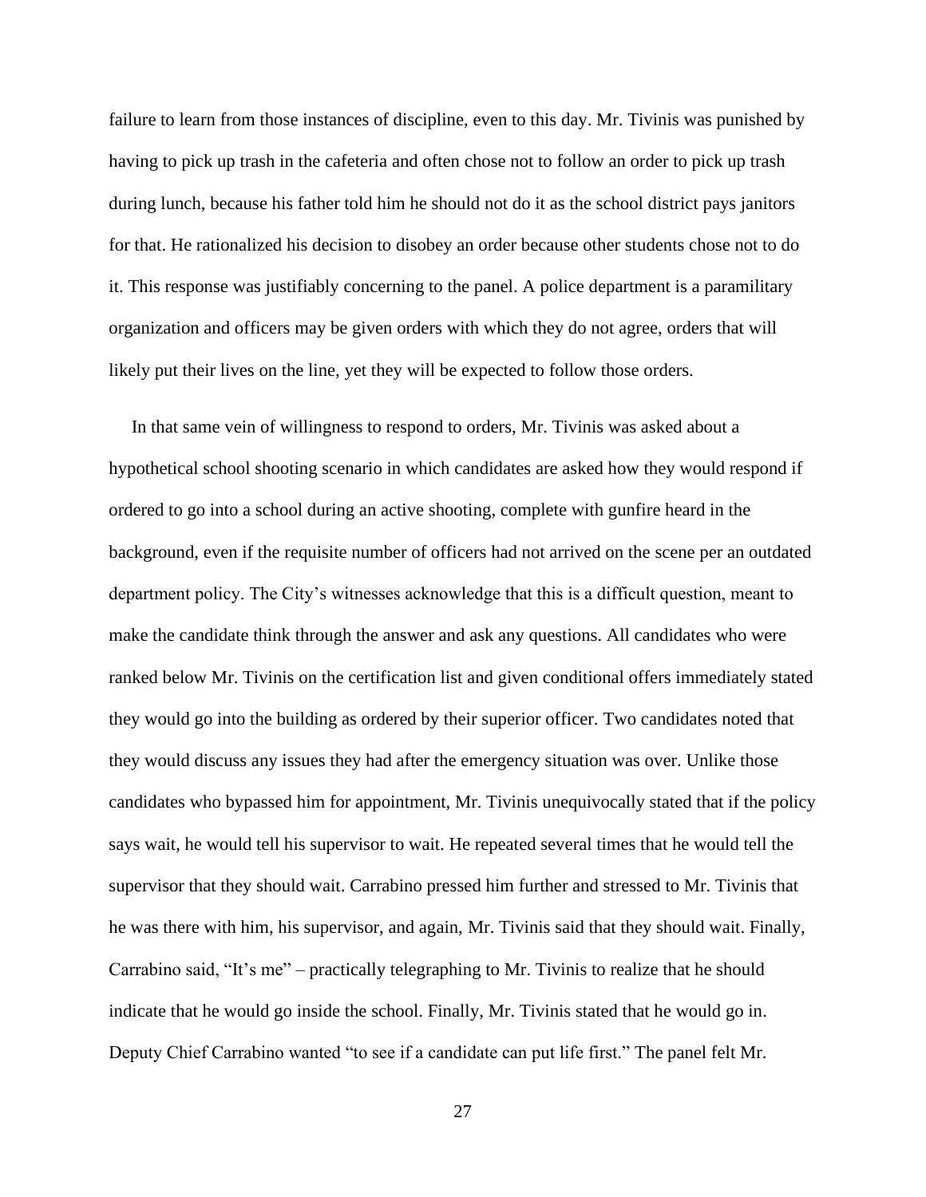failure to learn from those instances of discipline, even to this day. Mr. Tivinis was punished by having to pick up trash in the cafeteria and often chose not to follow an order to pick up trash during lunch, because his father told him he should not do it as the school district pays janitors for that. He rationalized his decision to disobey an order because other students chose not to do it. This response was justifiably concerning to the panel. A police department is a paramilitary organization and officers may be given orders with which they do not agree, orders that will likely put their lives on the line, yet they will be expected to follow those orders.

In that same vein of willingness to respond to orders, Mr. Tivinis was asked about a hypothetical school shooting scenario in which candidates are asked how they would respond if ordered to go into a school during an active shooting, complete with gunfire heard in the background, even if the requisite number of officers had not arrived on the scene per an outdated department policy. The City's witnesses acknowledge that this is a difficult question, meant to make the candidate think through the answer and ask any questions. All candidates who were ranked below Mr. Tivinis on the certification list and given conditional offers immediately stated they would go into the building as ordered by their superior officer. Two candidates noted that they would discuss any issues they had after the emergency situation was over. Unlike those candidates who bypassed him for appointment, Mr. Tivinis unequivocally stated that if the policy says wait, he would tell his supervisor to wait. He repeated several times that he would tell the supervisor that they should wait. Carrabino pressed him further and stressed to Mr. Tivinis that he was there with him, his supervisor, and again, Mr. Tivinis said that they should wait. Finally, Carrabino said, "It's me" – practically telegraphing to Mr. Tivinis to realize that he should indicate that he would go inside the school. Finally, Mr. Tivinis stated that he would go in. Deputy Chief Carrabino wanted "to see if a candidate can put life first." The panel felt Mr.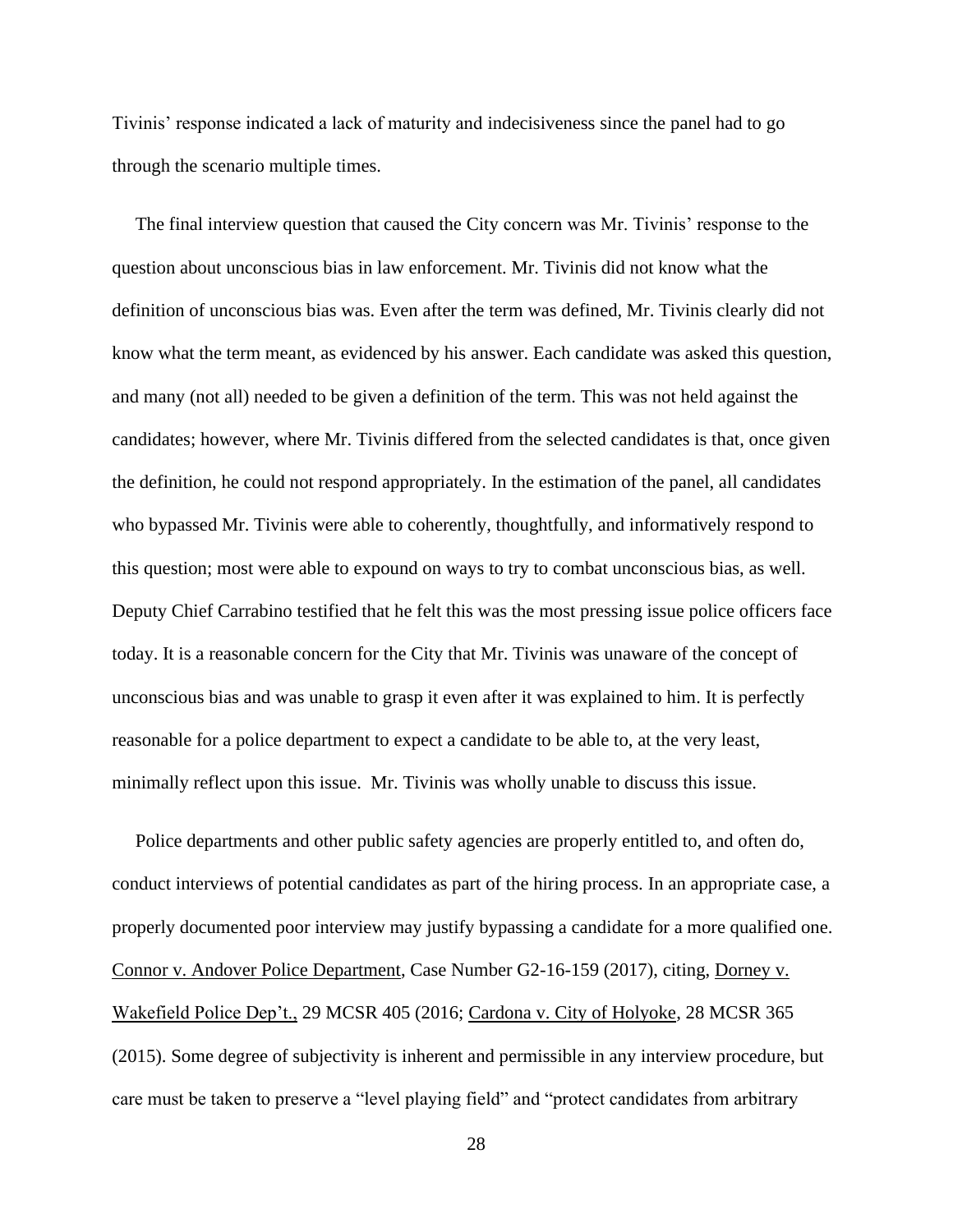Tivinis' response indicated a lack of maturity and indecisiveness since the panel had to go through the scenario multiple times.

The final interview question that caused the City concern was Mr. Tivinis' response to the question about unconscious bias in law enforcement. Mr. Tivinis did not know what the definition of unconscious bias was. Even after the term was defined, Mr. Tivinis clearly did not know what the term meant, as evidenced by his answer. Each candidate was asked this question, and many (not all) needed to be given a definition of the term. This was not held against the candidates; however, where Mr. Tivinis differed from the selected candidates is that, once given the definition, he could not respond appropriately. In the estimation of the panel, all candidates who bypassed Mr. Tivinis were able to coherently, thoughtfully, and informatively respond to this question; most were able to expound on ways to try to combat unconscious bias, as well. Deputy Chief Carrabino testified that he felt this was the most pressing issue police officers face today. It is a reasonable concern for the City that Mr. Tivinis was unaware of the concept of unconscious bias and was unable to grasp it even after it was explained to him. It is perfectly reasonable for a police department to expect a candidate to be able to, at the very least, minimally reflect upon this issue. Mr. Tivinis was wholly unable to discuss this issue.

Police departments and other public safety agencies are properly entitled to, and often do, conduct interviews of potential candidates as part of the hiring process. In an appropriate case, a properly documented poor interview may justify bypassing a candidate for a more qualified one. Connor v. Andover Police Department, Case Number G2-16-159 (2017), citing, Dorney v. Wakefield Police Dep't., 29 MCSR 405 (2016; Cardona v. City of Holyoke, 28 MCSR 365 (2015). Some degree of subjectivity is inherent and permissible in any interview procedure, but care must be taken to preserve a "level playing field" and "protect candidates from arbitrary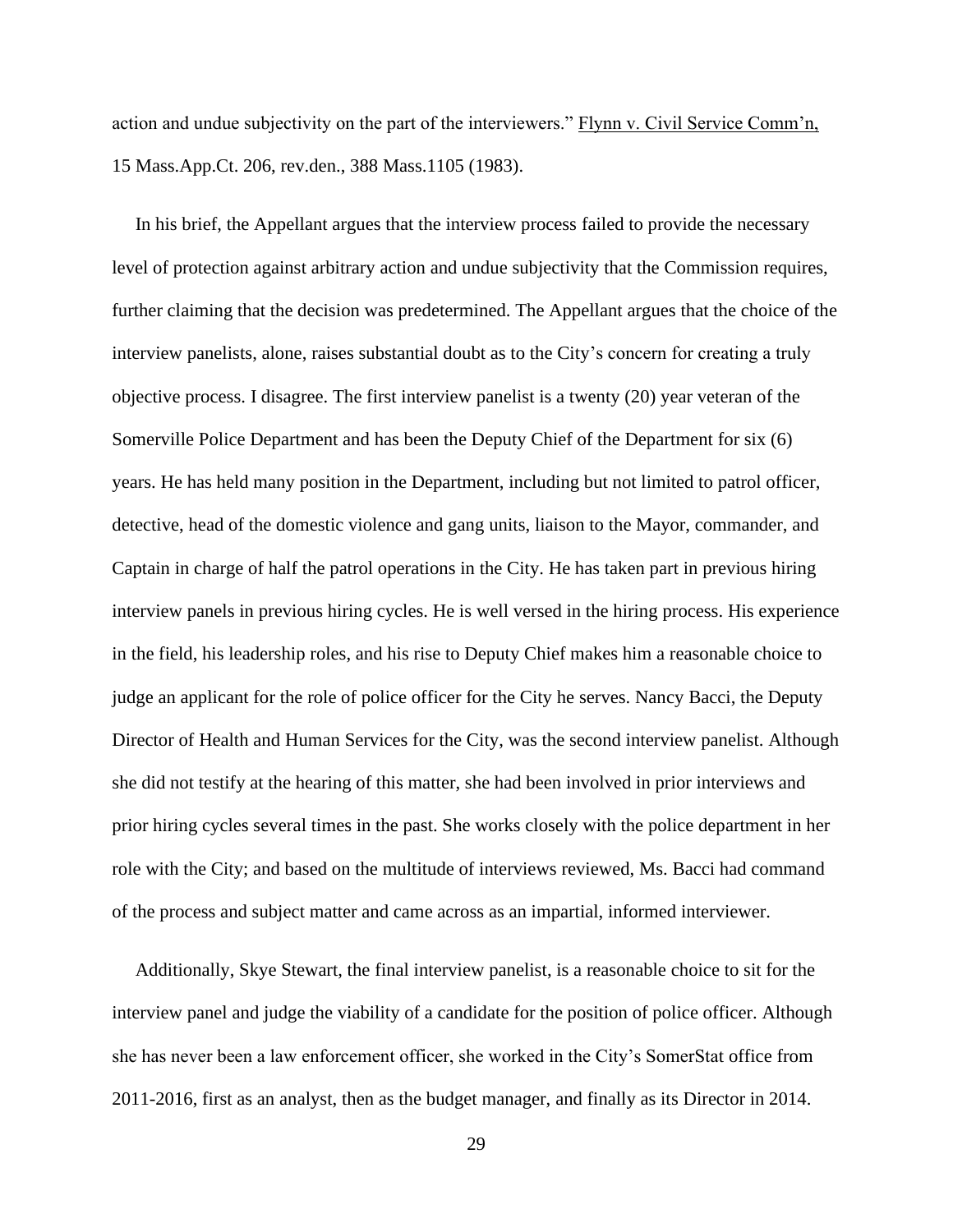action and undue subjectivity on the part of the interviewers." Flynn v. Civil Service Comm'n, 15 Mass.App.Ct. 206, rev.den., 388 Mass.1105 (1983).

In his brief, the Appellant argues that the interview process failed to provide the necessary level of protection against arbitrary action and undue subjectivity that the Commission requires, further claiming that the decision was predetermined. The Appellant argues that the choice of the interview panelists, alone, raises substantial doubt as to the City's concern for creating a truly objective process. I disagree. The first interview panelist is a twenty (20) year veteran of the Somerville Police Department and has been the Deputy Chief of the Department for six (6) years. He has held many position in the Department, including but not limited to patrol officer, detective, head of the domestic violence and gang units, liaison to the Mayor, commander, and Captain in charge of half the patrol operations in the City. He has taken part in previous hiring interview panels in previous hiring cycles. He is well versed in the hiring process. His experience in the field, his leadership roles, and his rise to Deputy Chief makes him a reasonable choice to judge an applicant for the role of police officer for the City he serves. Nancy Bacci, the Deputy Director of Health and Human Services for the City, was the second interview panelist. Although she did not testify at the hearing of this matter, she had been involved in prior interviews and prior hiring cycles several times in the past. She works closely with the police department in her role with the City; and based on the multitude of interviews reviewed, Ms. Bacci had command of the process and subject matter and came across as an impartial, informed interviewer.

Additionally, Skye Stewart, the final interview panelist, is a reasonable choice to sit for the interview panel and judge the viability of a candidate for the position of police officer. Although she has never been a law enforcement officer, she worked in the City's SomerStat office from 2011-2016, first as an analyst, then as the budget manager, and finally as its Director in 2014.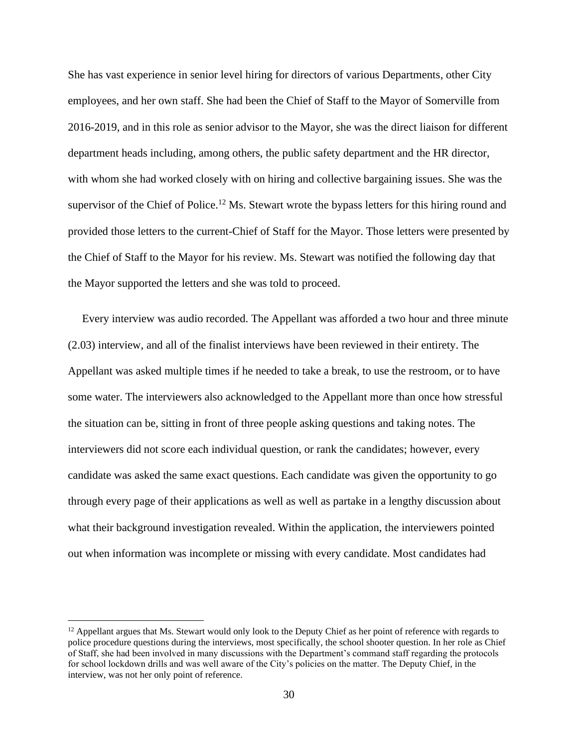She has vast experience in senior level hiring for directors of various Departments, other City employees, and her own staff. She had been the Chief of Staff to the Mayor of Somerville from 2016-2019, and in this role as senior advisor to the Mayor, she was the direct liaison for different department heads including, among others, the public safety department and the HR director, with whom she had worked closely with on hiring and collective bargaining issues. She was the supervisor of the Chief of Police.[12] Ms. Stewart wrote the bypass letters for this hiring round and provided those letters to the current-Chief of Staff for the Mayor. Those letters were presented by the Chief of Staff to the Mayor for his review. Ms. Stewart was notified the following day that the Mayor supported the letters and she was told to proceed.

Every interview was audio recorded. The Appellant was afforded a two hour and three minute (2.03) interview, and all of the finalist interviews have been reviewed in their entirety. The Appellant was asked multiple times if he needed to take a break, to use the restroom, or to have some water. The interviewers also acknowledged to the Appellant more than once how stressful the situation can be, sitting in front of three people asking questions and taking notes. The interviewers did not score each individual question, or rank the candidates; however, every candidate was asked the same exact questions. Each candidate was given the opportunity to go through every page of their applications as well as well as partake in a lengthy discussion about what their background investigation revealed. Within the application, the interviewers pointed out when information was incomplete or missing with every candidate. Most candidates had

---

[12] Appellant argues that Ms. Stewart would only look to the Deputy Chief as her point of reference with regards to police procedure questions during the interviews, most specifically, the school shooter question. In her role as Chief of Staff, she had been involved in many discussions with the Department's command staff regarding the protocols for school lockdown drills and was well aware of the City's policies on the matter. The Deputy Chief, in the interview, was not her only point of reference.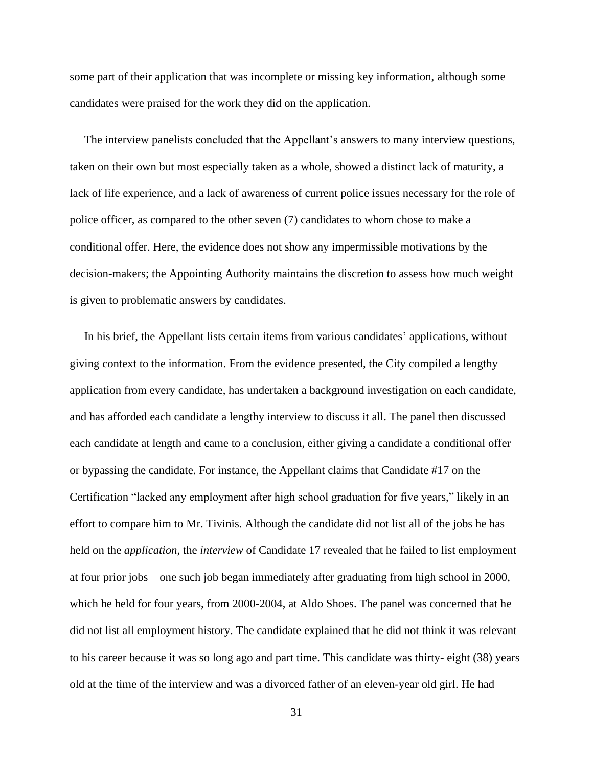some part of their application that was incomplete or missing key information, although some candidates were praised for the work they did on the application.

The interview panelists concluded that the Appellant's answers to many interview questions, taken on their own but most especially taken as a whole, showed a distinct lack of maturity, a lack of life experience, and a lack of awareness of current police issues necessary for the role of police officer, as compared to the other seven (7) candidates to whom chose to make a conditional offer. Here, the evidence does not show any impermissible motivations by the decision-makers; the Appointing Authority maintains the discretion to assess how much weight is given to problematic answers by candidates.

In his brief, the Appellant lists certain items from various candidates' applications, without giving context to the information. From the evidence presented, the City compiled a lengthy application from every candidate, has undertaken a background investigation on each candidate, and has afforded each candidate a lengthy interview to discuss it all. The panel then discussed each candidate at length and came to a conclusion, either giving a candidate a conditional offer or bypassing the candidate. For instance, the Appellant claims that Candidate #17 on the Certification "lacked any employment after high school graduation for five years," likely in an effort to compare him to Mr. Tivinis. Although the candidate did not list all of the jobs he has held on the *application*, the *interview* of Candidate 17 revealed that he failed to list employment at four prior jobs – one such job began immediately after graduating from high school in 2000, which he held for four years, from 2000-2004, at Aldo Shoes. The panel was concerned that he did not list all employment history. The candidate explained that he did not think it was relevant to his career because it was so long ago and part time. This candidate was thirty- eight (38) years old at the time of the interview and was a divorced father of an eleven-year old girl. He had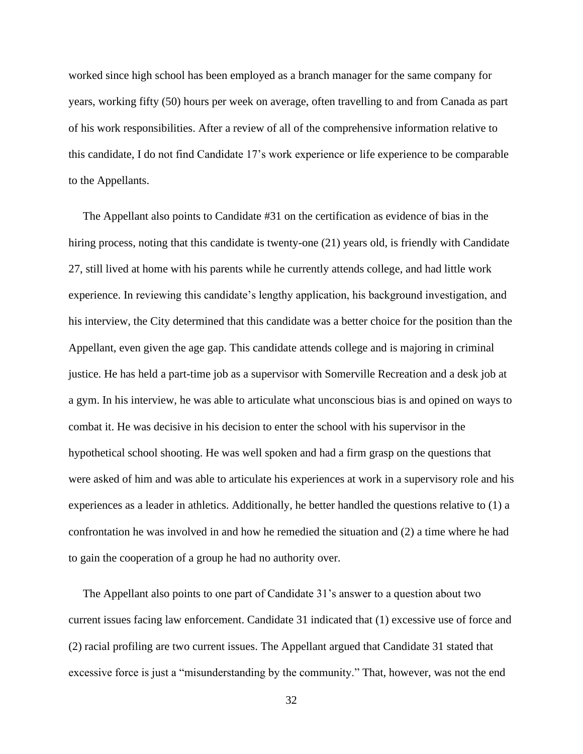worked since high school has been employed as a branch manager for the same company for years, working fifty (50) hours per week on average, often travelling to and from Canada as part of his work responsibilities. After a review of all of the comprehensive information relative to this candidate, I do not find Candidate 17's work experience or life experience to be comparable to the Appellants.

The Appellant also points to Candidate #31 on the certification as evidence of bias in the hiring process, noting that this candidate is twenty-one (21) years old, is friendly with Candidate 27, still lived at home with his parents while he currently attends college, and had little work experience. In reviewing this candidate's lengthy application, his background investigation, and his interview, the City determined that this candidate was a better choice for the position than the Appellant, even given the age gap. This candidate attends college and is majoring in criminal justice. He has held a part-time job as a supervisor with Somerville Recreation and a desk job at a gym. In his interview, he was able to articulate what unconscious bias is and opined on ways to combat it. He was decisive in his decision to enter the school with his supervisor in the hypothetical school shooting. He was well spoken and had a firm grasp on the questions that were asked of him and was able to articulate his experiences at work in a supervisory role and his experiences as a leader in athletics. Additionally, he better handled the questions relative to (1) a confrontation he was involved in and how he remedied the situation and (2) a time where he had to gain the cooperation of a group he had no authority over.

The Appellant also points to one part of Candidate 31's answer to a question about two current issues facing law enforcement. Candidate 31 indicated that (1) excessive use of force and (2) racial profiling are two current issues. The Appellant argued that Candidate 31 stated that excessive force is just a "misunderstanding by the community." That, however, was not the end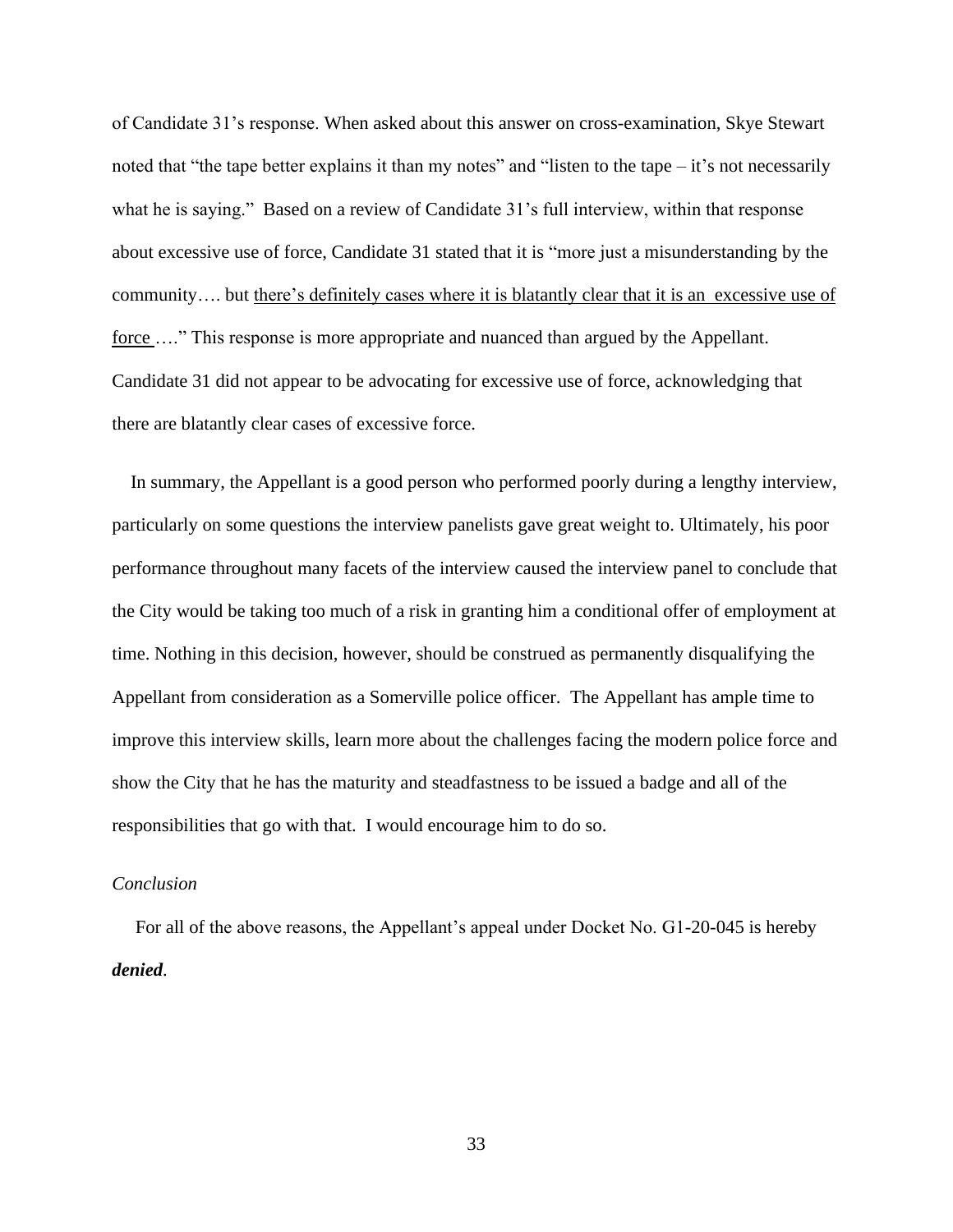of Candidate 31's response. When asked about this answer on cross-examination, Skye Stewart noted that "the tape better explains it than my notes" and "listen to the tape – it's not necessarily what he is saying." Based on a review of Candidate 31's full interview, within that response about excessive use of force, Candidate 31 stated that it is "more just a misunderstanding by the community…. but <u>there's definitely cases where it is blatantly clear that it is an excessive use of force</u> …." This response is more appropriate and nuanced than argued by the Appellant. Candidate 31 did not appear to be advocating for excessive use of force, acknowledging that there are blatantly clear cases of excessive force.

In summary, the Appellant is a good person who performed poorly during a lengthy interview, particularly on some questions the interview panelists gave great weight to. Ultimately, his poor performance throughout many facets of the interview caused the interview panel to conclude that the City would be taking too much of a risk in granting him a conditional offer of employment at time. Nothing in this decision, however, should be construed as permanently disqualifying the Appellant from consideration as a Somerville police officer. The Appellant has ample time to improve this interview skills, learn more about the challenges facing the modern police force and show the City that he has the maturity and steadfastness to be issued a badge and all of the responsibilities that go with that. I would encourage him to do so.

*Conclusion*

For all of the above reasons, the Appellant's appeal under Docket No. G1-20-045 is hereby ***denied***.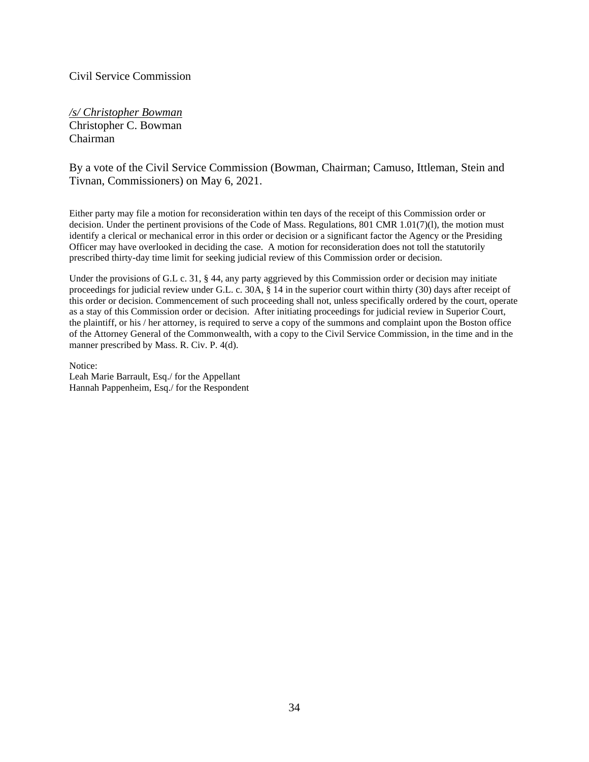Civil Service Commission

*/s/ Christopher Bowman*
Christopher C. Bowman
Chairman

By a vote of the Civil Service Commission (Bowman, Chairman; Camuso, Ittleman, Stein and Tivnan, Commissioners) on May 6, 2021.

Either party may file a motion for reconsideration within ten days of the receipt of this Commission order or decision. Under the pertinent provisions of the Code of Mass. Regulations, 801 CMR 1.01(7)(l), the motion must identify a clerical or mechanical error in this order or decision or a significant factor the Agency or the Presiding Officer may have overlooked in deciding the case. A motion for reconsideration does not toll the statutorily prescribed thirty-day time limit for seeking judicial review of this Commission order or decision.

Under the provisions of G.L c. 31, § 44, any party aggrieved by this Commission order or decision may initiate proceedings for judicial review under G.L. c. 30A, § 14 in the superior court within thirty (30) days after receipt of this order or decision. Commencement of such proceeding shall not, unless specifically ordered by the court, operate as a stay of this Commission order or decision. After initiating proceedings for judicial review in Superior Court, the plaintiff, or his / her attorney, is required to serve a copy of the summons and complaint upon the Boston office of the Attorney General of the Commonwealth, with a copy to the Civil Service Commission, in the time and in the manner prescribed by Mass. R. Civ. P. 4(d).

Notice:
Leah Marie Barrault, Esq./ for the Appellant
Hannah Pappenheim, Esq./ for the Respondent